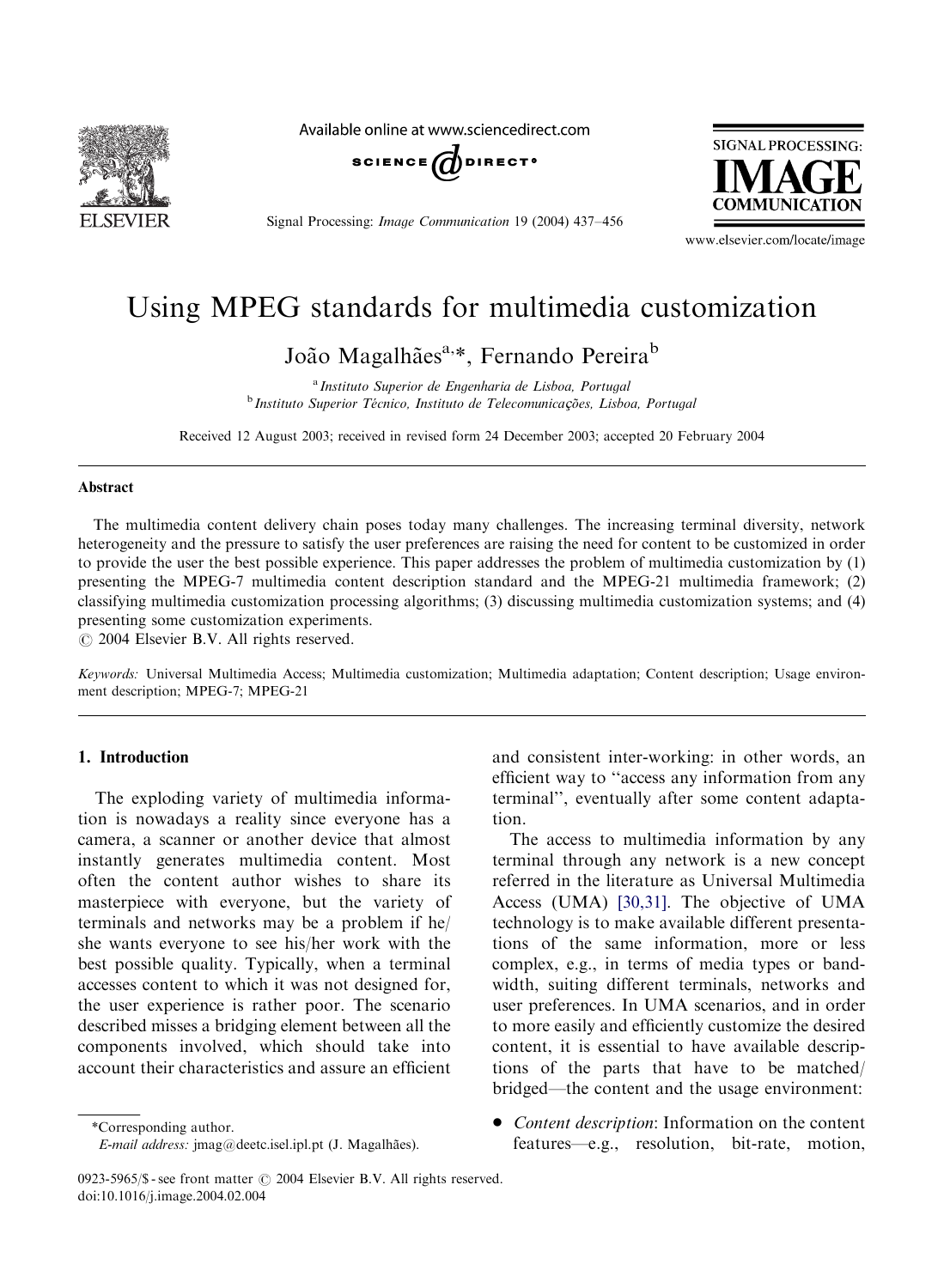# Using MPEG standards for multimedia customization

João Magalhães[a,*], Fernando Pereira[b]

[a] *Instituto Superior de Engenharia de Lisboa, Portugal*
[b] *Instituto Superior Técnico, Instituto de Telecomunicações, Lisboa, Portugal*

Received 12 August 2003; received in revised form 24 December 2003; accepted 20 February 2004

## Abstract

The multimedia content delivery chain poses today many challenges. The increasing terminal diversity, network heterogeneity and the pressure to satisfy the user preferences are raising the need for content to be customized in order to provide the user the best possible experience. This paper addresses the problem of multimedia customization by (1) presenting the MPEG-7 multimedia content description standard and the MPEG-21 multimedia framework; (2) classifying multimedia customization processing algorithms; (3) discussing multimedia customization systems; and (4) presenting some customization experiments.
© 2004 Elsevier B.V. All rights reserved.

*Keywords:* Universal Multimedia Access; Multimedia customization; Multimedia adaptation; Content description; Usage environment description; MPEG-7; MPEG-21

## 1. Introduction

The exploding variety of multimedia information is nowadays a reality since everyone has a camera, a scanner or another device that almost instantly generates multimedia content. Most often the content author wishes to share its masterpiece with everyone, but the variety of terminals and networks may be a problem if he/she wants everyone to see his/her work with the best possible quality. Typically, when a terminal accesses content to which it was not designed for, the user experience is rather poor. The scenario described misses a bridging element between all the components involved, which should take into account their characteristics and assure an efficient and consistent inter-working: in other words, an efficient way to "access any information from any terminal", eventually after some content adaptation.

The access to multimedia information by any terminal through any network is a new concept referred in the literature as Universal Multimedia Access (UMA) [30,31]. The objective of UMA technology is to make available different presentations of the same information, more or less complex, e.g., in terms of media types or bandwidth, suiting different terminals, networks and user preferences. In UMA scenarios, and in order to more easily and efficiently customize the desired content, it is essential to have available descriptions of the parts that have to be matched/bridged—the content and the usage environment:

- *Content description*: Information on the content features—e.g., resolution, bit-rate, motion,

*Corresponding author.
*E-mail address:* jmag@deetc.isel.ipl.pt (J. Magalhães).

0923-5965/$ - see front matter © 2004 Elsevier B.V. All rights reserved.
doi:10.1016/j.image.2004.02.004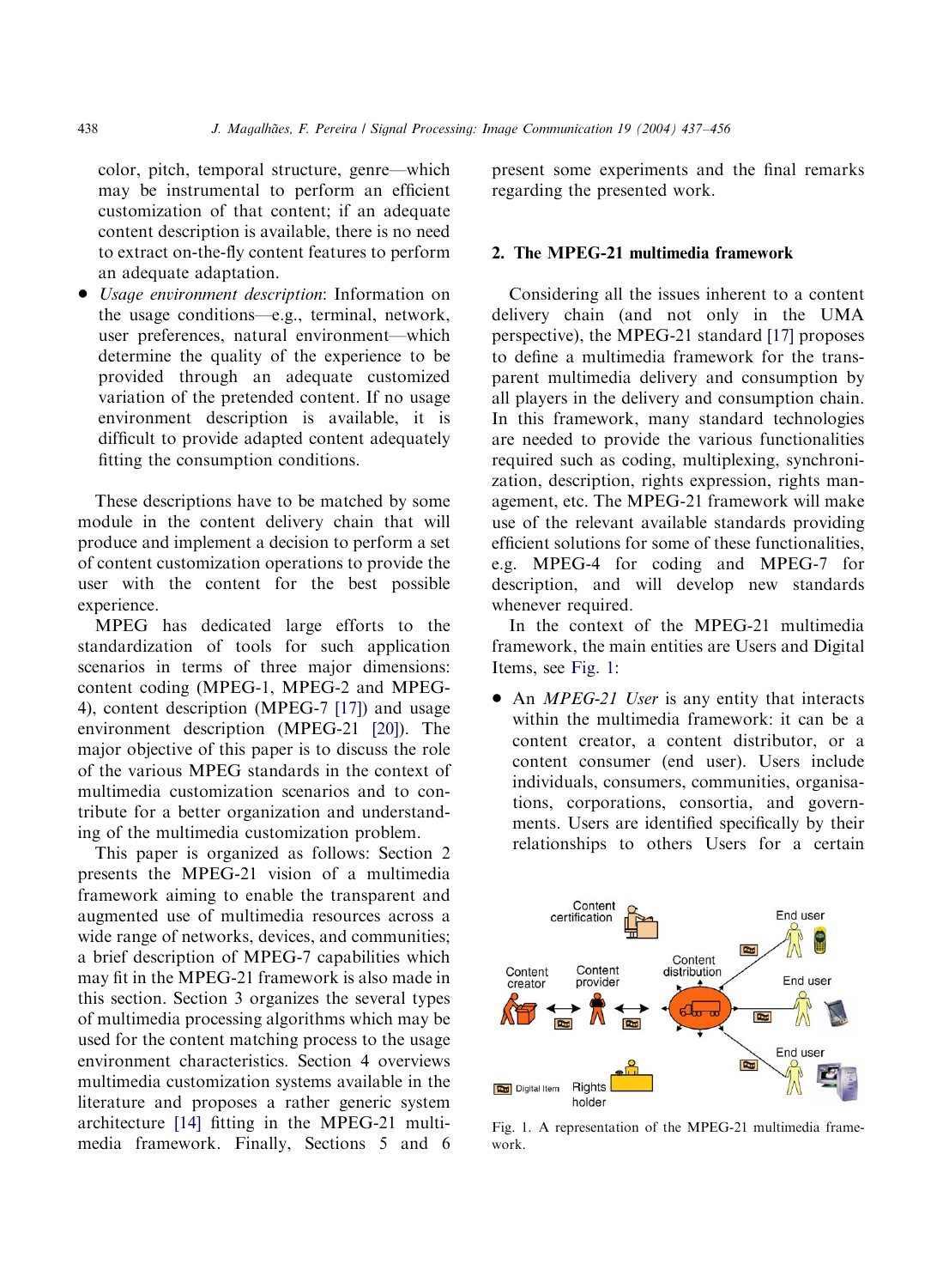color, pitch, temporal structure, genre—which may be instrumental to perform an efficient customization of that content; if an adequate content description is available, there is no need to extract on-the-fly content features to perform an adequate adaptation.

- *Usage environment description*: Information on the usage conditions—e.g., terminal, network, user preferences, natural environment—which determine the quality of the experience to be provided through an adequate customized variation of the pretended content. If no usage environment description is available, it is difficult to provide adapted content adequately fitting the consumption conditions.

These descriptions have to be matched by some module in the content delivery chain that will produce and implement a decision to perform a set of content customization operations to provide the user with the content for the best possible experience.

MPEG has dedicated large efforts to the standardization of tools for such application scenarios in terms of three major dimensions: content coding (MPEG-1, MPEG-2 and MPEG-4), content description (MPEG-7 [17]) and usage environment description (MPEG-21 [20]). The major objective of this paper is to discuss the role of the various MPEG standards in the context of multimedia customization scenarios and to contribute for a better organization and understanding of the multimedia customization problem.

This paper is organized as follows: Section 2 presents the MPEG-21 vision of a multimedia framework aiming to enable the transparent and augmented use of multimedia resources across a wide range of networks, devices, and communities; a brief description of MPEG-7 capabilities which may fit in the MPEG-21 framework is also made in this section. Section 3 organizes the several types of multimedia processing algorithms which may be used for the content matching process to the usage environment characteristics. Section 4 overviews multimedia customization systems available in the literature and proposes a rather generic system architecture [14] fitting in the MPEG-21 multimedia framework. Finally, Sections 5 and 6 present some experiments and the final remarks regarding the presented work.

## 2. The MPEG-21 multimedia framework

Considering all the issues inherent to a content delivery chain (and not only in the UMA perspective), the MPEG-21 standard [17] proposes to define a multimedia framework for the transparent multimedia delivery and consumption by all players in the delivery and consumption chain. In this framework, many standard technologies are needed to provide the various functionalities required such as coding, multiplexing, synchronization, description, rights expression, rights management, etc. The MPEG-21 framework will make use of the relevant available standards providing efficient solutions for some of these functionalities, e.g. MPEG-4 for coding and MPEG-7 for description, and will develop new standards whenever required.

In the context of the MPEG-21 multimedia framework, the main entities are Users and Digital Items, see Fig. 1:

- An *MPEG-21 User* is any entity that interacts within the multimedia framework: it can be a content creator, a content distributor, or a content consumer (end user). Users include individuals, consumers, communities, organisations, corporations, consortia, and governments. Users are identified specifically by their relationships to others Users for a certain

Fig. 1. A representation of the MPEG-21 multimedia framework.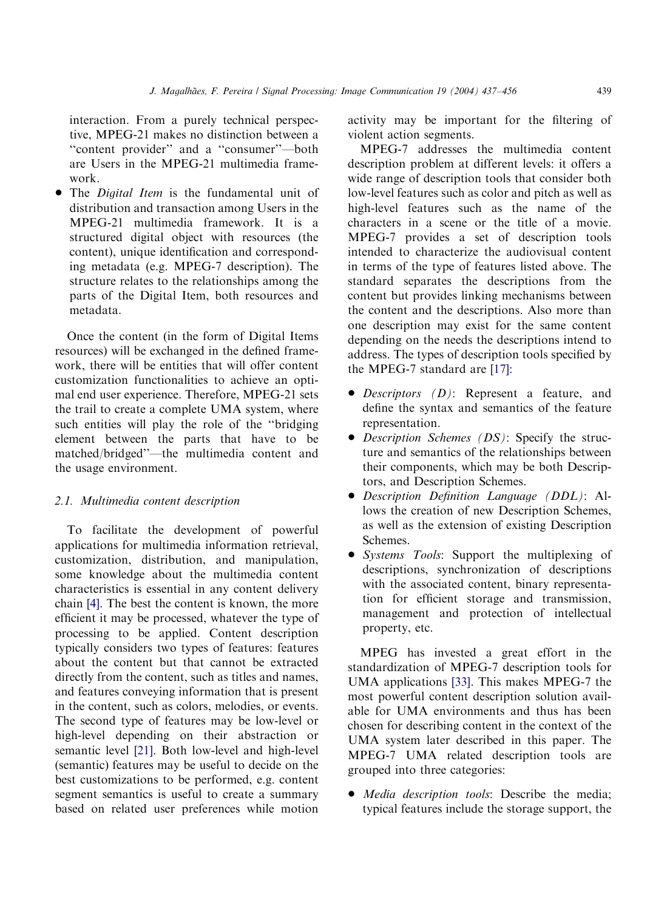interaction. From a purely technical perspective, MPEG-21 makes no distinction between a "content provider" and a "consumer"—both are Users in the MPEG-21 multimedia framework.

- The *Digital Item* is the fundamental unit of distribution and transaction among Users in the MPEG-21 multimedia framework. It is a structured digital object with resources (the content), unique identification and corresponding metadata (e.g. MPEG-7 description). The structure relates to the relationships among the parts of the Digital Item, both resources and metadata.

Once the content (in the form of Digital Items resources) will be exchanged in the defined framework, there will be entities that will offer content customization functionalities to achieve an optimal end user experience. Therefore, MPEG-21 sets the trail to create a complete UMA system, where such entities will play the role of the "bridging element between the parts that have to be matched/bridged"—the multimedia content and the usage environment.

### 2.1. Multimedia content description

To facilitate the development of powerful applications for multimedia information retrieval, customization, distribution, and manipulation, some knowledge about the multimedia content characteristics is essential in any content delivery chain [4]. The best the content is known, the more efficient it may be processed, whatever the type of processing to be applied. Content description typically considers two types of features: features about the content but that cannot be extracted directly from the content, such as titles and names, and features conveying information that is present in the content, such as colors, melodies, or events. The second type of features may be low-level or high-level depending on their abstraction or semantic level [21]. Both low-level and high-level (semantic) features may be useful to decide on the best customizations to be performed, e.g. content segment semantics is useful to create a summary based on related user preferences while motion activity may be important for the filtering of violent action segments.

MPEG-7 addresses the multimedia content description problem at different levels: it offers a wide range of description tools that consider both low-level features such as color and pitch as well as high-level features such as the name of the characters in a scene or the title of a movie. MPEG-7 provides a set of description tools intended to characterize the audiovisual content in terms of the type of features listed above. The standard separates the descriptions from the content but provides linking mechanisms between the content and the descriptions. Also more than one description may exist for the same content depending on the needs the descriptions intend to address. The types of description tools specified by the MPEG-7 standard are [17]:

- *Descriptors (D)*: Represent a feature, and define the syntax and semantics of the feature representation.
- *Description Schemes (DS)*: Specify the structure and semantics of the relationships between their components, which may be both Descriptors, and Description Schemes.
- *Description Definition Language (DDL)*: Allows the creation of new Description Schemes, as well as the extension of existing Description Schemes.
- *Systems Tools*: Support the multiplexing of descriptions, synchronization of descriptions with the associated content, binary representation for efficient storage and transmission, management and protection of intellectual property, etc.

MPEG has invested a great effort in the standardization of MPEG-7 description tools for UMA applications [33]. This makes MPEG-7 the most powerful content description solution available for UMA environments and thus has been chosen for describing content in the context of the UMA system later described in this paper. The MPEG-7 UMA related description tools are grouped into three categories:

- *Media description tools*: Describe the media; typical features include the storage support, the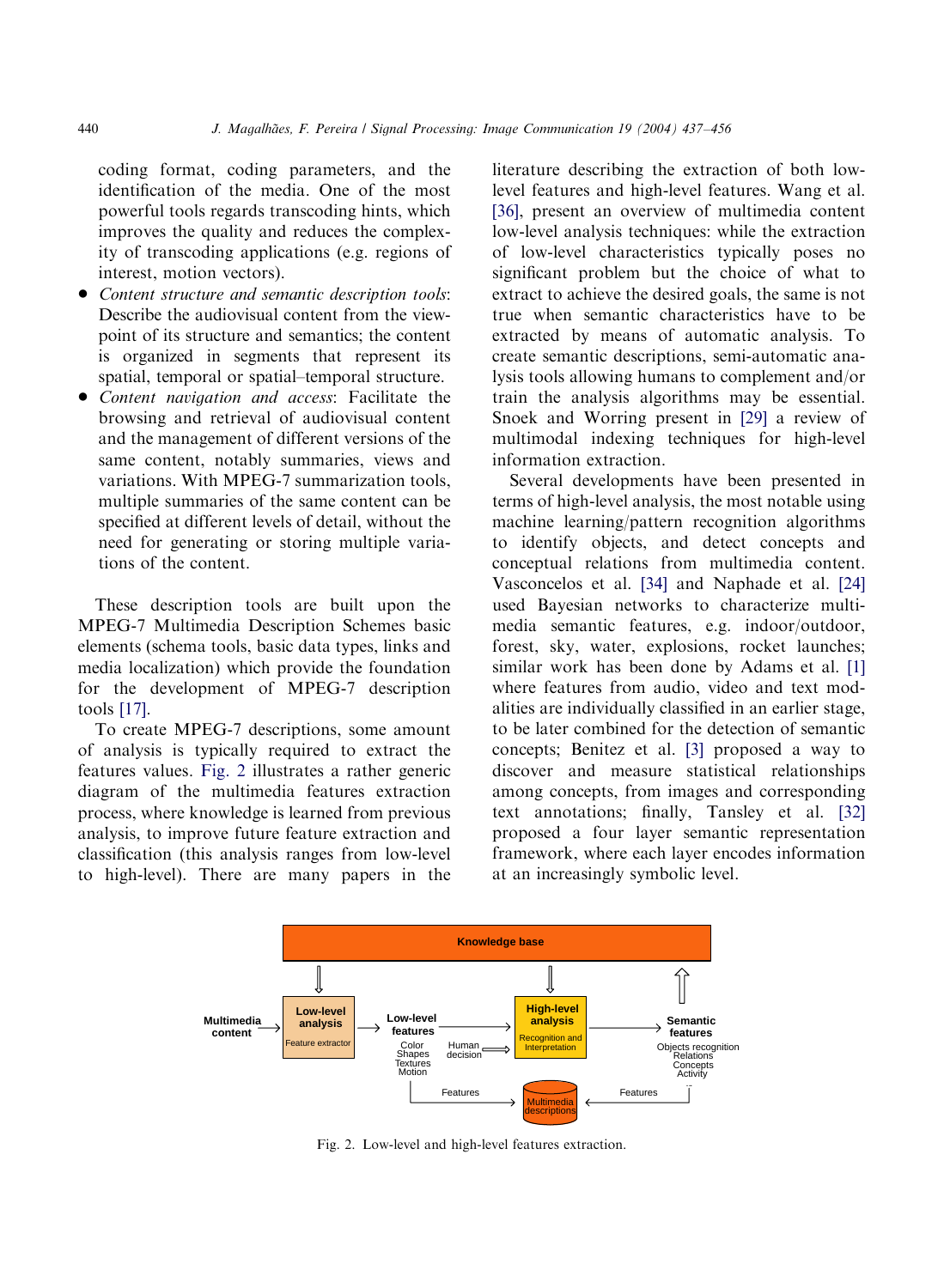coding format, coding parameters, and the identification of the media. One of the most powerful tools regards transcoding hints, which improves the quality and reduces the complexity of transcoding applications (e.g. regions of interest, motion vectors).

- *Content structure and semantic description tools*: Describe the audiovisual content from the viewpoint of its structure and semantics; the content is organized in segments that represent its spatial, temporal or spatial–temporal structure.
- *Content navigation and access*: Facilitate the browsing and retrieval of audiovisual content and the management of different versions of the same content, notably summaries, views and variations. With MPEG-7 summarization tools, multiple summaries of the same content can be specified at different levels of detail, without the need for generating or storing multiple variations of the content.

These description tools are built upon the MPEG-7 Multimedia Description Schemes basic elements (schema tools, basic data types, links and media localization) which provide the foundation for the development of MPEG-7 description tools [17].

To create MPEG-7 descriptions, some amount of analysis is typically required to extract the features values. Fig. 2 illustrates a rather generic diagram of the multimedia features extraction process, where knowledge is learned from previous analysis, to improve future feature extraction and classification (this analysis ranges from low-level to high-level). There are many papers in the literature describing the extraction of both low-level features and high-level features. Wang et al. [36], present an overview of multimedia content low-level analysis techniques: while the extraction of low-level characteristics typically poses no significant problem but the choice of what to extract to achieve the desired goals, the same is not true when semantic characteristics have to be extracted by means of automatic analysis. To create semantic descriptions, semi-automatic analysis tools allowing humans to complement and/or train the analysis algorithms may be essential. Snoek and Worring present in [29] a review of multimodal indexing techniques for high-level information extraction.

Several developments have been presented in terms of high-level analysis, the most notable using machine learning/pattern recognition algorithms to identify objects, and detect concepts and conceptual relations from multimedia content. Vasconcelos et al. [34] and Naphade et al. [24] used Bayesian networks to characterize multimedia semantic features, e.g. indoor/outdoor, forest, sky, water, explosions, rocket launches; similar work has been done by Adams et al. [1] where features from audio, video and text modalities are individually classified in an earlier stage, to be later combined for the detection of semantic concepts; Benitez et al. [3] proposed a way to discover and measure statistical relationships among concepts, from images and corresponding text annotations; finally, Tansley et al. [32] proposed a four layer semantic representation framework, where each layer encodes information at an increasingly symbolic level.

Fig. 2. Low-level and high-level features extraction.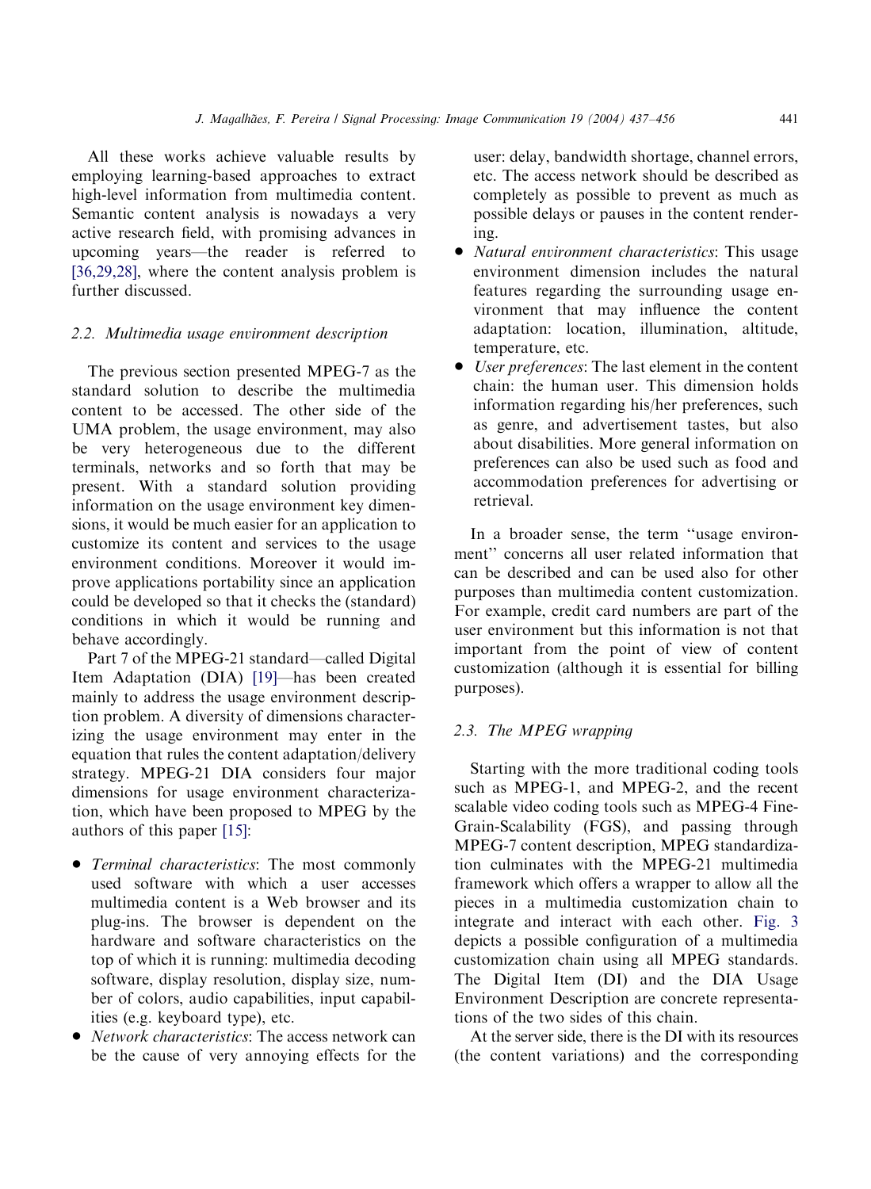All these works achieve valuable results by employing learning-based approaches to extract high-level information from multimedia content. Semantic content analysis is nowadays a very active research field, with promising advances in upcoming years—the reader is referred to [36,29,28], where the content analysis problem is further discussed.

### 2.2. Multimedia usage environment description

The previous section presented MPEG-7 as the standard solution to describe the multimedia content to be accessed. The other side of the UMA problem, the usage environment, may also be very heterogeneous due to the different terminals, networks and so forth that may be present. With a standard solution providing information on the usage environment key dimensions, it would be much easier for an application to customize its content and services to the usage environment conditions. Moreover it would improve applications portability since an application could be developed so that it checks the (standard) conditions in which it would be running and behave accordingly.

Part 7 of the MPEG-21 standard—called Digital Item Adaptation (DIA) [19]—has been created mainly to address the usage environment description problem. A diversity of dimensions characterizing the usage environment may enter in the equation that rules the content adaptation/delivery strategy. MPEG-21 DIA considers four major dimensions for usage environment characterization, which have been proposed to MPEG by the authors of this paper [15]:

- *Terminal characteristics*: The most commonly used software with which a user accesses multimedia content is a Web browser and its plug-ins. The browser is dependent on the hardware and software characteristics on the top of which it is running: multimedia decoding software, display resolution, display size, number of colors, audio capabilities, input capabilities (e.g. keyboard type), etc.
- *Network characteristics*: The access network can be the cause of very annoying effects for the user: delay, bandwidth shortage, channel errors, etc. The access network should be described as completely as possible to prevent as much as possible delays or pauses in the content rendering.
- *Natural environment characteristics*: This usage environment dimension includes the natural features regarding the surrounding usage environment that may influence the content adaptation: location, illumination, altitude, temperature, etc.
- *User preferences*: The last element in the content chain: the human user. This dimension holds information regarding his/her preferences, such as genre, and advertisement tastes, but also about disabilities. More general information on preferences can also be used such as food and accommodation preferences for advertising or retrieval.

In a broader sense, the term ''usage environment'' concerns all user related information that can be described and can be used also for other purposes than multimedia content customization. For example, credit card numbers are part of the user environment but this information is not that important from the point of view of content customization (although it is essential for billing purposes).

### 2.3. The MPEG wrapping

Starting with the more traditional coding tools such as MPEG-1, and MPEG-2, and the recent scalable video coding tools such as MPEG-4 Fine-Grain-Scalability (FGS), and passing through MPEG-7 content description, MPEG standardization culminates with the MPEG-21 multimedia framework which offers a wrapper to allow all the pieces in a multimedia customization chain to integrate and interact with each other. Fig. 3 depicts a possible configuration of a multimedia customization chain using all MPEG standards. The Digital Item (DI) and the DIA Usage Environment Description are concrete representations of the two sides of this chain.

At the server side, there is the DI with its resources (the content variations) and the corresponding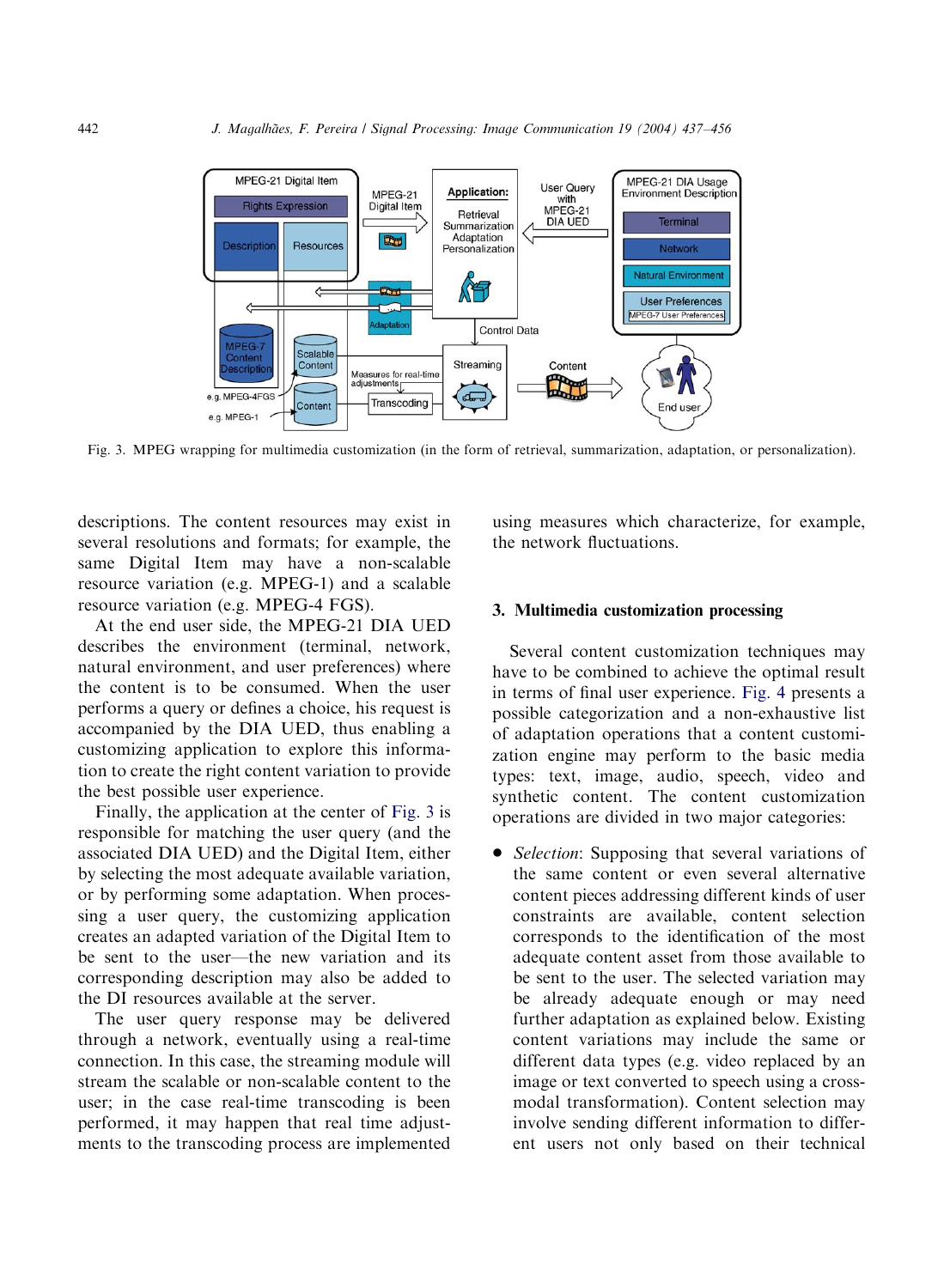MPEG-21 Digital Item

Rights Expression

Description

Resources

MPEG-21 Digital Item

Application:

Retrieval
Summarization
Adaptation
Personalization

User Query with MPEG-21 DIA UED

MPEG-21 DIA Usage Environment Description

Terminal

Network

Natural Environment

User Preferences

MPEG-7 User Preferences

Adaptation

Control Data

MPEG-7 Content Description

Scalable Content

Content

e.g. MPEG-4FGS

e.g. MPEG-1

Measures for real-time adjustments

Transcoding

Streaming

Content

End user

Fig. 3. MPEG wrapping for multimedia customization (in the form of retrieval, summarization, adaptation, or personalization).

descriptions. The content resources may exist in several resolutions and formats; for example, the same Digital Item may have a non-scalable resource variation (e.g. MPEG-1) and a scalable resource variation (e.g. MPEG-4 FGS).

At the end user side, the MPEG-21 DIA UED describes the environment (terminal, network, natural environment, and user preferences) where the content is to be consumed. When the user performs a query or defines a choice, his request is accompanied by the DIA UED, thus enabling a customizing application to explore this information to create the right content variation to provide the best possible user experience.

Finally, the application at the center of Fig. 3 is responsible for matching the user query (and the associated DIA UED) and the Digital Item, either by selecting the most adequate available variation, or by performing some adaptation. When processing a user query, the customizing application creates an adapted variation of the Digital Item to be sent to the user—the new variation and its corresponding description may also be added to the DI resources available at the server.

The user query response may be delivered through a network, eventually using a real-time connection. In this case, the streaming module will stream the scalable or non-scalable content to the user; in the case real-time transcoding is been performed, it may happen that real time adjustments to the transcoding process are implemented using measures which characterize, for example, the network fluctuations.

## 3. Multimedia customization processing

Several content customization techniques may have to be combined to achieve the optimal result in terms of final user experience. Fig. 4 presents a possible categorization and a non-exhaustive list of adaptation operations that a content customization engine may perform to the basic media types: text, image, audio, speech, video and synthetic content. The content customization operations are divided in two major categories:

- *Selection*: Supposing that several variations of the same content or even several alternative content pieces addressing different kinds of user constraints are available, content selection corresponds to the identification of the most adequate content asset from those available to be sent to the user. The selected variation may be already adequate enough or may need further adaptation as explained below. Existing content variations may include the same or different data types (e.g. video replaced by an image or text converted to speech using a cross-modal transformation). Content selection may involve sending different information to different users not only based on their technical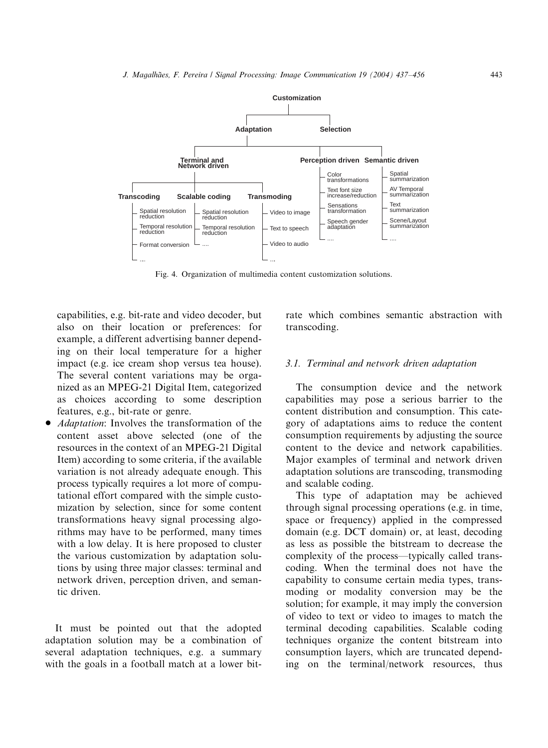Customization

Adaptation

Selection

Terminal and Network driven

Perception driven

Semantic driven

Transcoding

Scalable coding

Transmoding

Spatial resolution reduction

Temporal resolution reduction

Format conversion

...

Spatial resolution reduction

Temporal resolution reduction

....

Video to image

Text to speech

Video to audio

...

Color transformations

Text font size increase/reduction

Sensations transformation

Speech gender adaptation

....

Spatial summarization

AV Temporal summarization

Text summarization

Scene/Layout summarization

....

Fig. 4. Organization of multimedia content customization solutions.

capabilities, e.g. bit-rate and video decoder, but also on their location or preferences: for example, a different advertising banner depending on their local temperature for a higher impact (e.g. ice cream shop versus tea house). The several content variations may be organized as an MPEG-21 Digital Item, categorized as choices according to some description features, e.g., bit-rate or genre.

- *Adaptation*: Involves the transformation of the content asset above selected (one of the resources in the context of an MPEG-21 Digital Item) according to some criteria, if the available variation is not already adequate enough. This process typically requires a lot more of computational effort compared with the simple customization by selection, since for some content transformations heavy signal processing algorithms may have to be performed, many times with a low delay. It is here proposed to cluster the various customization by adaptation solutions by using three major classes: terminal and network driven, perception driven, and semantic driven.

It must be pointed out that the adopted adaptation solution may be a combination of several adaptation techniques, e.g. a summary with the goals in a football match at a lower bit-rate which combines semantic abstraction with transcoding.

### 3.1. Terminal and network driven adaptation

The consumption device and the network capabilities may pose a serious barrier to the content distribution and consumption. This category of adaptations aims to reduce the content consumption requirements by adjusting the source content to the device and network capabilities. Major examples of terminal and network driven adaptation solutions are transcoding, transmoding and scalable coding.

This type of adaptation may be achieved through signal processing operations (e.g. in time, space or frequency) applied in the compressed domain (e.g. DCT domain) or, at least, decoding as less as possible the bitstream to decrease the complexity of the process—typically called transcoding. When the terminal does not have the capability to consume certain media types, transmoding or modality conversion may be the solution; for example, it may imply the conversion of video to text or video to images to match the terminal decoding capabilities. Scalable coding techniques organize the content bitstream into consumption layers, which are truncated depending on the terminal/network resources, thus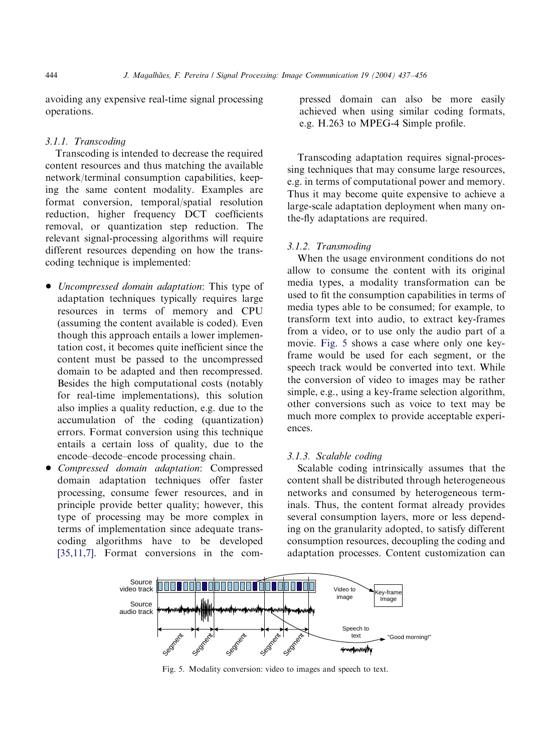avoiding any expensive real-time signal processing operations.

### 3.1.1. Transcoding

Transcoding is intended to decrease the required content resources and thus matching the available network/terminal consumption capabilities, keeping the same content modality. Examples are format conversion, temporal/spatial resolution reduction, higher frequency DCT coefficients removal, or quantization step reduction. The relevant signal-processing algorithms will require different resources depending on how the transcoding technique is implemented:

- *Uncompressed domain adaptation*: This type of adaptation techniques typically requires large resources in terms of memory and CPU (assuming the content available is coded). Even though this approach entails a lower implementation cost, it becomes quite inefficient since the content must be passed to the uncompressed domain to be adapted and then recompressed. Besides the high computational costs (notably for real-time implementations), this solution also implies a quality reduction, e.g. due to the accumulation of the coding (quantization) errors. Format conversion using this technique entails a certain loss of quality, due to the encode–decode–encode processing chain.
- *Compressed domain adaptation*: Compressed domain adaptation techniques offer faster processing, consume fewer resources, and in principle provide better quality; however, this type of processing may be more complex in terms of implementation since adequate transcoding algorithms have to be developed [35,11,7]. Format conversions in the compressed domain can also be more easily achieved when using similar coding formats, e.g. H.263 to MPEG-4 Simple profile.

Transcoding adaptation requires signal-processing techniques that may consume large resources, e.g. in terms of computational power and memory. Thus it may become quite expensive to achieve a large-scale adaptation deployment when many on-the-fly adaptations are required.

### 3.1.2. Transmoding

When the usage environment conditions do not allow to consume the content with its original media types, a modality transformation can be used to fit the consumption capabilities in terms of media types able to be consumed; for example, to transform text into audio, to extract key-frames from a video, or to use only the audio part of a movie. Fig. 5 shows a case where only one key-frame would be used for each segment, or the speech track would be converted into text. While the conversion of video to images may be rather simple, e.g., using a key-frame selection algorithm, other conversions such as voice to text may be much more complex to provide acceptable experiences.

### 3.1.3. Scalable coding

Scalable coding intrinsically assumes that the content shall be distributed through heterogeneous networks and consumed by heterogeneous terminals. Thus, the content format already provides several consumption layers, more or less depending on the granularity adopted, to satisfy different consumption resources, decoupling the coding and adaptation processes. Content customization can

Fig. 5. Modality conversion: video to images and speech to text.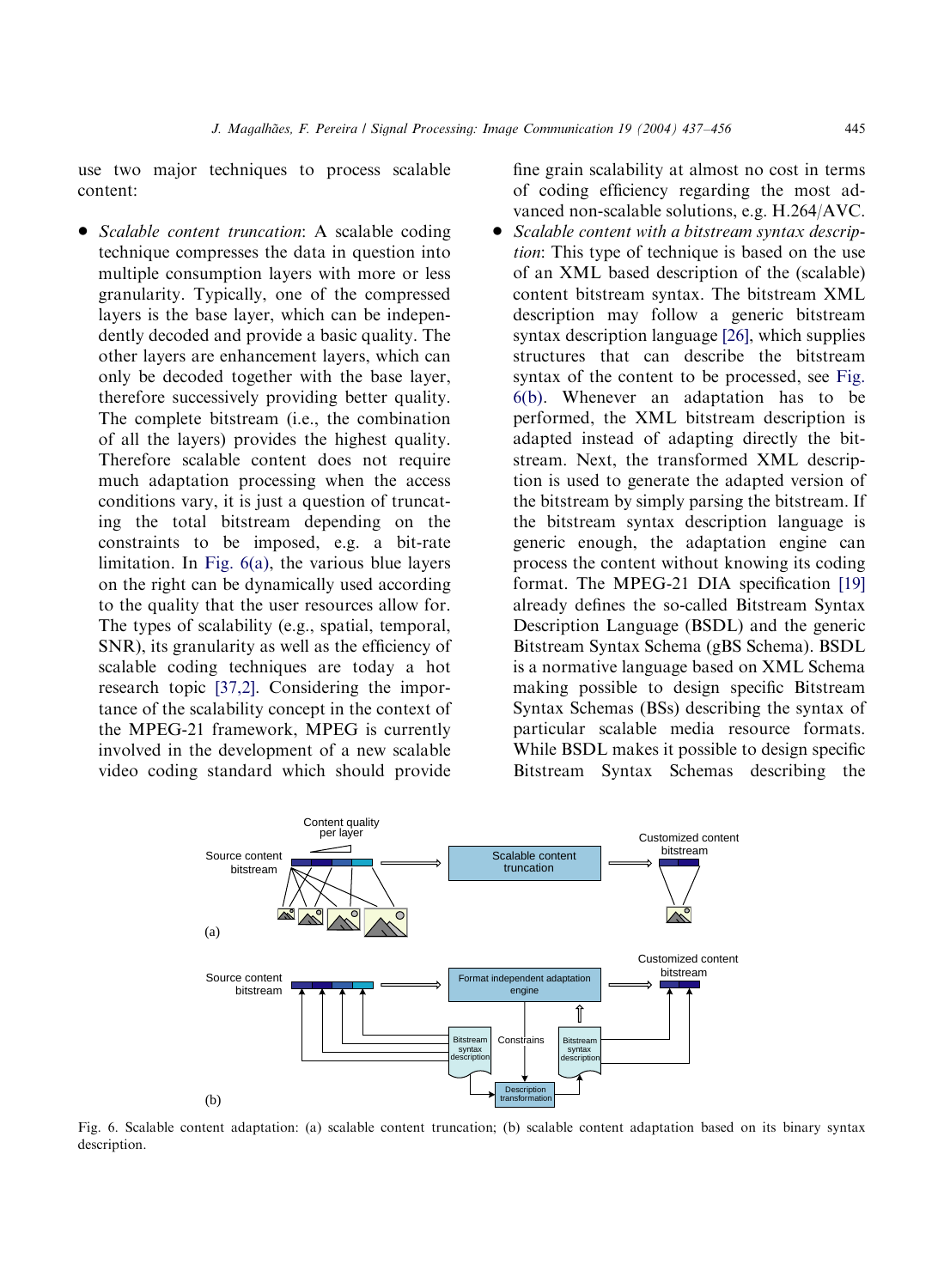use two major techniques to process scalable content:

- *Scalable content truncation*: A scalable coding technique compresses the data in question into multiple consumption layers with more or less granularity. Typically, one of the compressed layers is the base layer, which can be independently decoded and provide a basic quality. The other layers are enhancement layers, which can only be decoded together with the base layer, therefore successively providing better quality. The complete bitstream (i.e., the combination of all the layers) provides the highest quality. Therefore scalable content does not require much adaptation processing when the access conditions vary, it is just a question of truncating the total bitstream depending on the constraints to be imposed, e.g. a bit-rate limitation. In Fig. 6(a), the various blue layers on the right can be dynamically used according to the quality that the user resources allow for. The types of scalability (e.g., spatial, temporal, SNR), its granularity as well as the efficiency of scalable coding techniques are today a hot research topic [37,2]. Considering the importance of the scalability concept in the context of the MPEG-21 framework, MPEG is currently involved in the development of a new scalable video coding standard which should provide fine grain scalability at almost no cost in terms of coding efficiency regarding the most advanced non-scalable solutions, e.g. H.264/AVC.
- *Scalable content with a bitstream syntax description*: This type of technique is based on the use of an XML based description of the (scalable) content bitstream syntax. The bitstream XML description may follow a generic bitstream syntax description language [26], which supplies structures that can describe the bitstream syntax of the content to be processed, see Fig. 6(b). Whenever an adaptation has to be performed, the XML bitstream description is adapted instead of adapting directly the bitstream. Next, the transformed XML description is used to generate the adapted version of the bitstream by simply parsing the bitstream. If the bitstream syntax description language is generic enough, the adaptation engine can process the content without knowing its coding format. The MPEG-21 DIA specification [19] already defines the so-called Bitstream Syntax Description Language (BSDL) and the generic Bitstream Syntax Schema (gBS Schema). BSDL is a normative language based on XML Schema making possible to design specific Bitstream Syntax Schemas (BSs) describing the syntax of particular scalable media resource formats. While BSDL makes it possible to design specific Bitstream Syntax Schemas describing the

Fig. 6. Scalable content adaptation: (a) scalable content truncation; (b) scalable content adaptation based on its binary syntax description.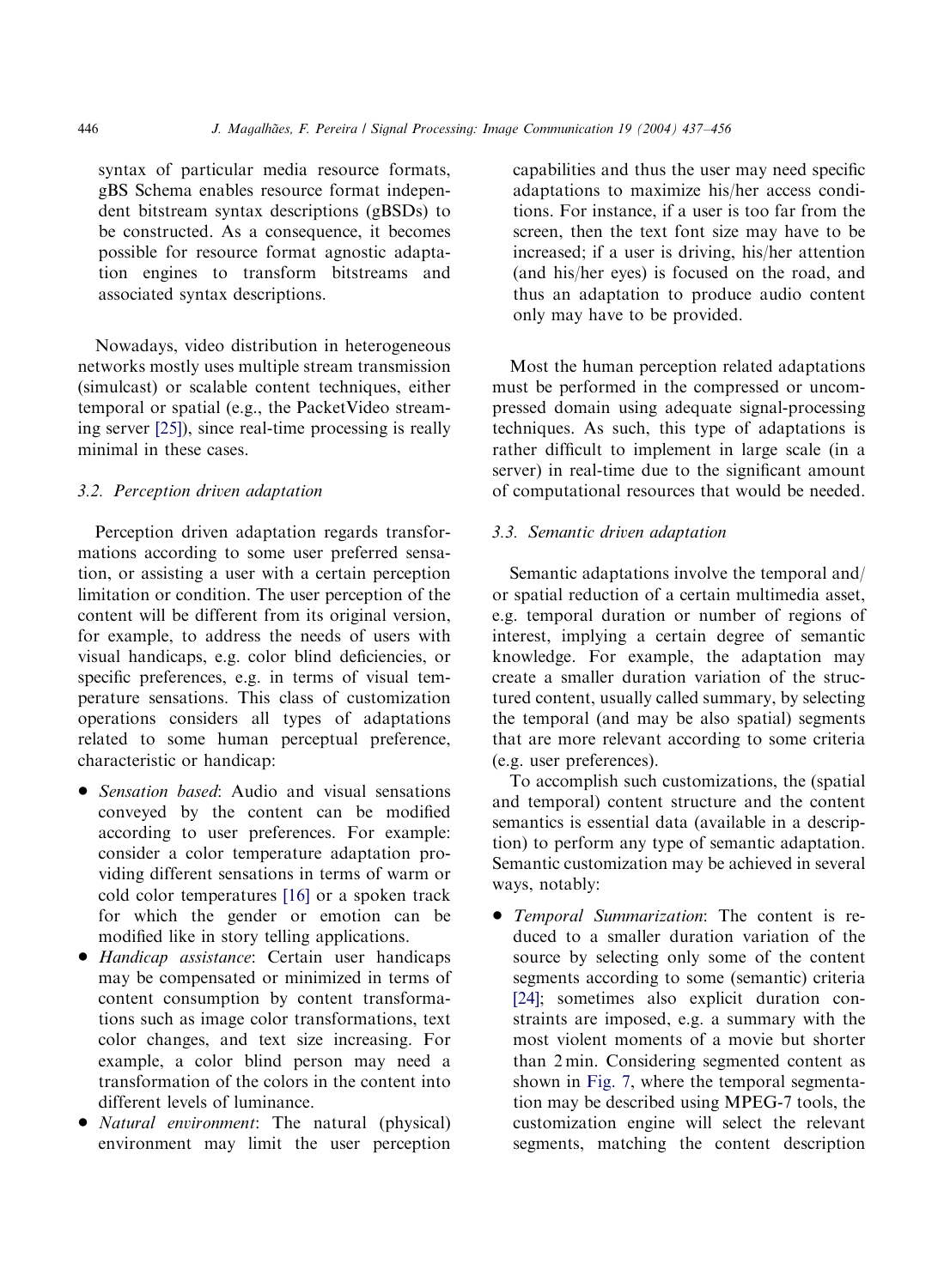syntax of particular media resource formats, gBS Schema enables resource format independent bitstream syntax descriptions (gBSDs) to be constructed. As a consequence, it becomes possible for resource format agnostic adaptation engines to transform bitstreams and associated syntax descriptions.

Nowadays, video distribution in heterogeneous networks mostly uses multiple stream transmission (simulcast) or scalable content techniques, either temporal or spatial (e.g., the PacketVideo streaming server [25]), since real-time processing is really minimal in these cases.

### 3.2. Perception driven adaptation

Perception driven adaptation regards transformations according to some user preferred sensation, or assisting a user with a certain perception limitation or condition. The user perception of the content will be different from its original version, for example, to address the needs of users with visual handicaps, e.g. color blind deficiencies, or specific preferences, e.g. in terms of visual temperature sensations. This class of customization operations considers all types of adaptations related to some human perceptual preference, characteristic or handicap:

- *Sensation based*: Audio and visual sensations conveyed by the content can be modified according to user preferences. For example: consider a color temperature adaptation providing different sensations in terms of warm or cold color temperatures [16] or a spoken track for which the gender or emotion can be modified like in story telling applications.
- *Handicap assistance*: Certain user handicaps may be compensated or minimized in terms of content consumption by content transformations such as image color transformations, text color changes, and text size increasing. For example, a color blind person may need a transformation of the colors in the content into different levels of luminance.
- *Natural environment*: The natural (physical) environment may limit the user perception capabilities and thus the user may need specific adaptations to maximize his/her access conditions. For instance, if a user is too far from the screen, then the text font size may have to be increased; if a user is driving, his/her attention (and his/her eyes) is focused on the road, and thus an adaptation to produce audio content only may have to be provided.

Most the human perception related adaptations must be performed in the compressed or uncompressed domain using adequate signal-processing techniques. As such, this type of adaptations is rather difficult to implement in large scale (in a server) in real-time due to the significant amount of computational resources that would be needed.

### 3.3. Semantic driven adaptation

Semantic adaptations involve the temporal and/or spatial reduction of a certain multimedia asset, e.g. temporal duration or number of regions of interest, implying a certain degree of semantic knowledge. For example, the adaptation may create a smaller duration variation of the structured content, usually called summary, by selecting the temporal (and may be also spatial) segments that are more relevant according to some criteria (e.g. user preferences).

To accomplish such customizations, the (spatial and temporal) content structure and the content semantics is essential data (available in a description) to perform any type of semantic adaptation. Semantic customization may be achieved in several ways, notably:

- *Temporal Summarization*: The content is reduced to a smaller duration variation of the source by selecting only some of the content segments according to some (semantic) criteria [24]; sometimes also explicit duration constraints are imposed, e.g. a summary with the most violent moments of a movie but shorter than 2 min. Considering segmented content as shown in Fig. 7, where the temporal segmentation may be described using MPEG-7 tools, the customization engine will select the relevant segments, matching the content description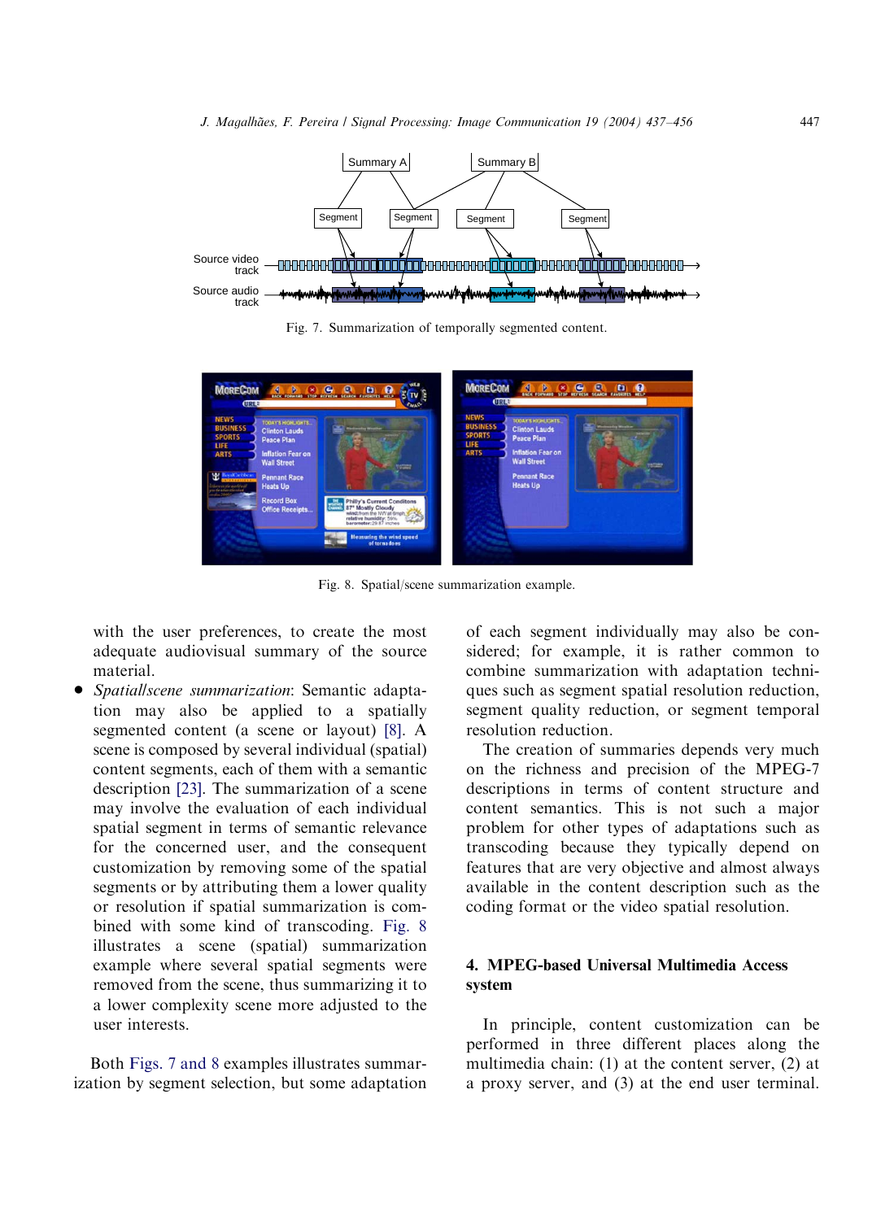Fig. 7. Summarization of temporally segmented content.

Fig. 8. Spatial/scene summarization example.

with the user preferences, to create the most adequate audiovisual summary of the source material.

- *Spatial/scene summarization*: Semantic adaptation may also be applied to a spatially segmented content (a scene or layout) [8]. A scene is composed by several individual (spatial) content segments, each of them with a semantic description [23]. The summarization of a scene may involve the evaluation of each individual spatial segment in terms of semantic relevance for the concerned user, and the consequent customization by removing some of the spatial segments or by attributing them a lower quality or resolution if spatial summarization is combined with some kind of transcoding. Fig. 8 illustrates a scene (spatial) summarization example where several spatial segments were removed from the scene, thus summarizing it to a lower complexity scene more adjusted to the user interests.

Both Figs. 7 and 8 examples illustrates summarization by segment selection, but some adaptation of each segment individually may also be considered; for example, it is rather common to combine summarization with adaptation techniques such as segment spatial resolution reduction, segment quality reduction, or segment temporal resolution reduction.

The creation of summaries depends very much on the richness and precision of the MPEG-7 descriptions in terms of content structure and content semantics. This is not such a major problem for other types of adaptations such as transcoding because they typically depend on features that are very objective and almost always available in the content description such as the coding format or the video spatial resolution.

## 4. MPEG-based Universal Multimedia Access system

In principle, content customization can be performed in three different places along the multimedia chain: (1) at the content server, (2) at a proxy server, and (3) at the end user terminal.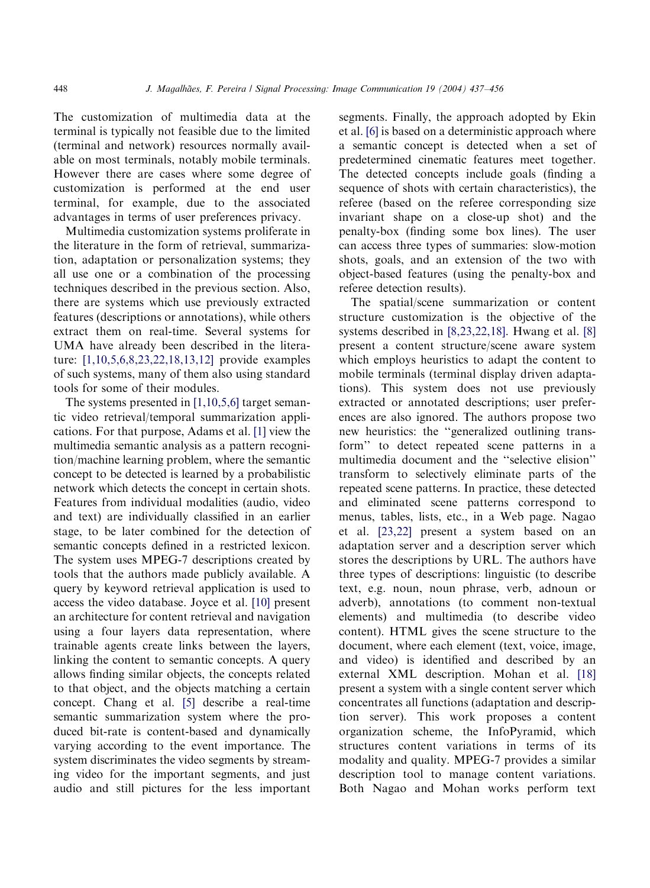The customization of multimedia data at the terminal is typically not feasible due to the limited (terminal and network) resources normally available on most terminals, notably mobile terminals. However there are cases where some degree of customization is performed at the end user terminal, for example, due to the associated advantages in terms of user preferences privacy.

Multimedia customization systems proliferate in the literature in the form of retrieval, summarization, adaptation or personalization systems; they all use one or a combination of the processing techniques described in the previous section. Also, there are systems which use previously extracted features (descriptions or annotations), while others extract them on real-time. Several systems for UMA have already been described in the literature: [1,10,5,6,8,23,22,18,13,12] provide examples of such systems, many of them also using standard tools for some of their modules.

The systems presented in [1,10,5,6] target semantic video retrieval/temporal summarization applications. For that purpose, Adams et al. [1] view the multimedia semantic analysis as a pattern recognition/machine learning problem, where the semantic concept to be detected is learned by a probabilistic network which detects the concept in certain shots. Features from individual modalities (audio, video and text) are individually classified in an earlier stage, to be later combined for the detection of semantic concepts defined in a restricted lexicon. The system uses MPEG-7 descriptions created by tools that the authors made publicly available. A query by keyword retrieval application is used to access the video database. Joyce et al. [10] present an architecture for content retrieval and navigation using a four layers data representation, where trainable agents create links between the layers, linking the content to semantic concepts. A query allows finding similar objects, the concepts related to that object, and the objects matching a certain concept. Chang et al. [5] describe a real-time semantic summarization system where the produced bit-rate is content-based and dynamically varying according to the event importance. The system discriminates the video segments by streaming video for the important segments, and just audio and still pictures for the less important segments. Finally, the approach adopted by Ekin et al. [6] is based on a deterministic approach where a semantic concept is detected when a set of predetermined cinematic features meet together. The detected concepts include goals (finding a sequence of shots with certain characteristics), the referee (based on the referee corresponding size invariant shape on a close-up shot) and the penalty-box (finding some box lines). The user can access three types of summaries: slow-motion shots, goals, and an extension of the two with object-based features (using the penalty-box and referee detection results).

The spatial/scene summarization or content structure customization is the objective of the systems described in [8,23,22,18]. Hwang et al. [8] present a content structure/scene aware system which employs heuristics to adapt the content to mobile terminals (terminal display driven adaptations). This system does not use previously extracted or annotated descriptions; user preferences are also ignored. The authors propose two new heuristics: the "generalized outlining transform" to detect repeated scene patterns in a multimedia document and the "selective elision" transform to selectively eliminate parts of the repeated scene patterns. In practice, these detected and eliminated scene patterns correspond to menus, tables, lists, etc., in a Web page. Nagao et al. [23,22] present a system based on an adaptation server and a description server which stores the descriptions by URL. The authors have three types of descriptions: linguistic (to describe text, e.g. noun, noun phrase, verb, adnoun or adverb), annotations (to comment non-textual elements) and multimedia (to describe video content). HTML gives the scene structure to the document, where each element (text, voice, image, and video) is identified and described by an external XML description. Mohan et al. [18] present a system with a single content server which concentrates all functions (adaptation and description server). This work proposes a content organization scheme, the InfoPyramid, which structures content variations in terms of its modality and quality. MPEG-7 provides a similar description tool to manage content variations. Both Nagao and Mohan works perform text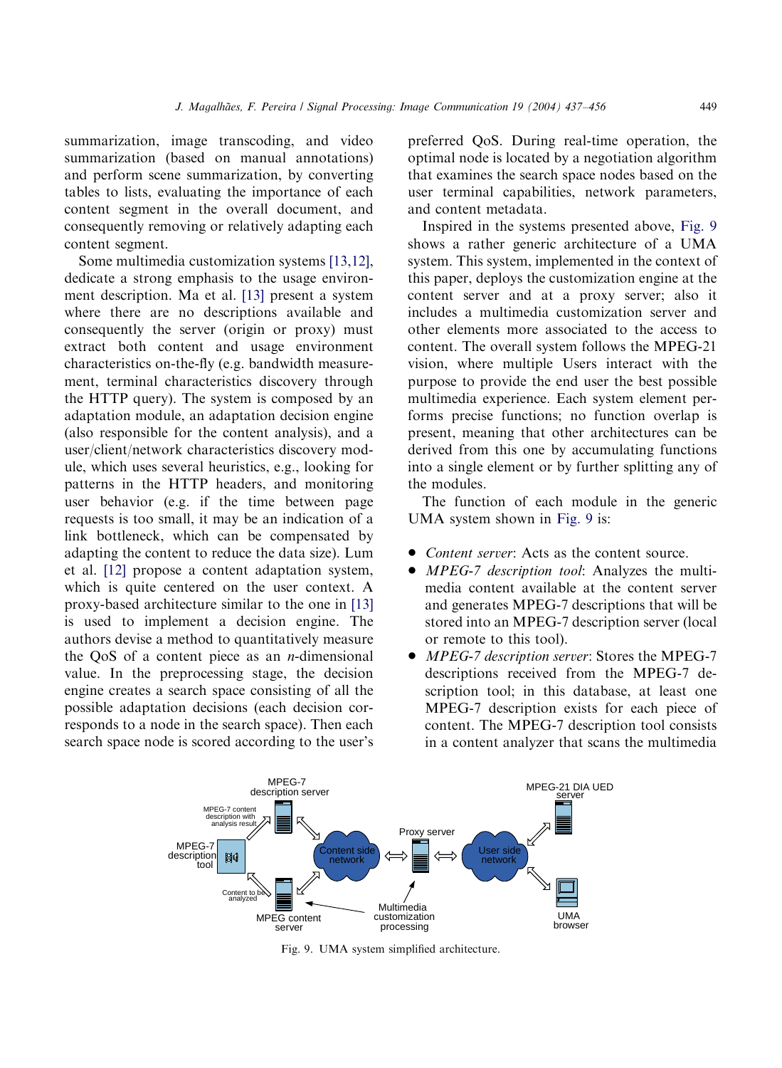summarization, image transcoding, and video summarization (based on manual annotations) and perform scene summarization, by converting tables to lists, evaluating the importance of each content segment in the overall document, and consequently removing or relatively adapting each content segment.

Some multimedia customization systems [13,12], dedicate a strong emphasis to the usage environment description. Ma et al. [13] present a system where there are no descriptions available and consequently the server (origin or proxy) must extract both content and usage environment characteristics on-the-fly (e.g. bandwidth measurement, terminal characteristics discovery through the HTTP query). The system is composed by an adaptation module, an adaptation decision engine (also responsible for the content analysis), and a user/client/network characteristics discovery module, which uses several heuristics, e.g., looking for patterns in the HTTP headers, and monitoring user behavior (e.g. if the time between page requests is too small, it may be an indication of a link bottleneck, which can be compensated by adapting the content to reduce the data size). Lum et al. [12] propose a content adaptation system, which is quite centered on the user context. A proxy-based architecture similar to the one in [13] is used to implement a decision engine. The authors devise a method to quantitatively measure the QoS of a content piece as an $n$-dimensional value. In the preprocessing stage, the decision engine creates a search space consisting of all the possible adaptation decisions (each decision corresponds to a node in the search space). Then each search space node is scored according to the user's preferred QoS. During real-time operation, the optimal node is located by a negotiation algorithm that examines the search space nodes based on the user terminal capabilities, network parameters, and content metadata.

Inspired in the systems presented above, Fig. 9 shows a rather generic architecture of a UMA system. This system, implemented in the context of this paper, deploys the customization engine at the content server and at a proxy server; also it includes a multimedia customization server and other elements more associated to the access to content. The overall system follows the MPEG-21 vision, where multiple Users interact with the purpose to provide the end user the best possible multimedia experience. Each system element performs precise functions; no function overlap is present, meaning that other architectures can be derived from this one by accumulating functions into a single element or by further splitting any of the modules.

The function of each module in the generic UMA system shown in Fig. 9 is:

- *Content server*: Acts as the content source.
- *MPEG-7 description tool*: Analyzes the multimedia content available at the content server and generates MPEG-7 descriptions that will be stored into an MPEG-7 description server (local or remote to this tool).
- *MPEG-7 description server*: Stores the MPEG-7 descriptions received from the MPEG-7 description tool; in this database, at least one MPEG-7 description exists for each piece of content. The MPEG-7 description tool consists in a content analyzer that scans the multimedia

MPEG-7 description server
MPEG-7 content description with analysis result
MPEG-7 description tool
Content to be analyzed
MPEG content server
Content side network
Proxy server
Multimedia customization processing
User side network
MPEG-21 DIA UED server
UMA browser

Fig. 9. UMA system simplified architecture.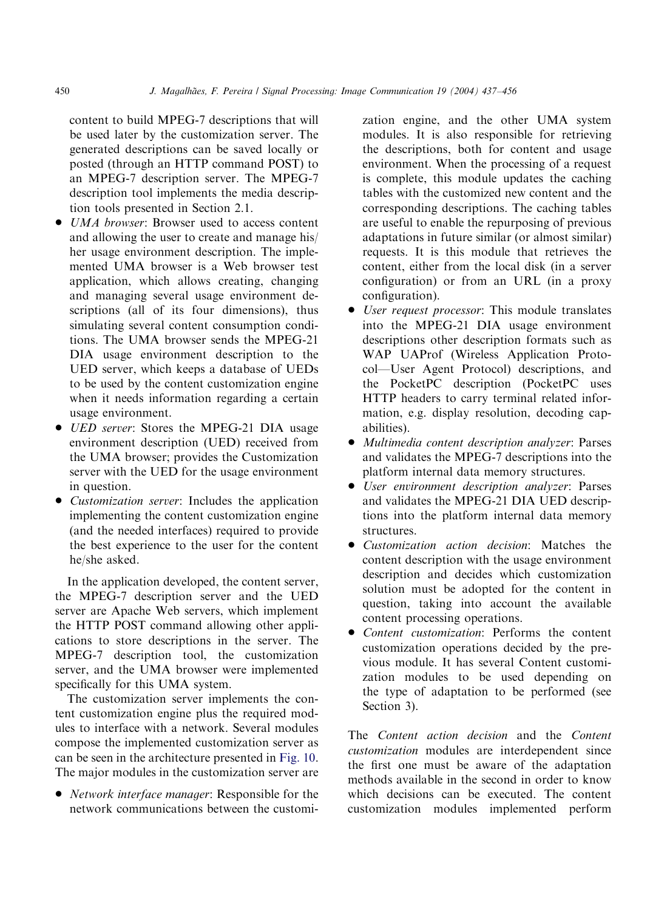content to build MPEG-7 descriptions that will be used later by the customization server. The generated descriptions can be saved locally or posted (through an HTTP command POST) to an MPEG-7 description server. The MPEG-7 description tool implements the media description tools presented in Section 2.1.

- *UMA browser*: Browser used to access content and allowing the user to create and manage his/her usage environment description. The implemented UMA browser is a Web browser test application, which allows creating, changing and managing several usage environment descriptions (all of its four dimensions), thus simulating several content consumption conditions. The UMA browser sends the MPEG-21 DIA usage environment description to the UED server, which keeps a database of UEDs to be used by the content customization engine when it needs information regarding a certain usage environment.
- *UED server*: Stores the MPEG-21 DIA usage environment description (UED) received from the UMA browser; provides the Customization server with the UED for the usage environment in question.
- *Customization server*: Includes the application implementing the content customization engine (and the needed interfaces) required to provide the best experience to the user for the content he/she asked.

In the application developed, the content server, the MPEG-7 description server and the UED server are Apache Web servers, which implement the HTTP POST command allowing other applications to store descriptions in the server. The MPEG-7 description tool, the customization server, and the UMA browser were implemented specifically for this UMA system.

The customization server implements the content customization engine plus the required modules to interface with a network. Several modules compose the implemented customization server as can be seen in the architecture presented in Fig. 10. The major modules in the customization server are

- *Network interface manager*: Responsible for the network communications between the customization engine, and the other UMA system modules. It is also responsible for retrieving the descriptions, both for content and usage environment. When the processing of a request is complete, this module updates the caching tables with the customized new content and the corresponding descriptions. The caching tables are useful to enable the repurposing of previous adaptations in future similar (or almost similar) requests. It is this module that retrieves the content, either from the local disk (in a server configuration) or from an URL (in a proxy configuration).
- *User request processor*: This module translates into the MPEG-21 DIA usage environment descriptions other description formats such as WAP UAProf (Wireless Application Protocol—User Agent Protocol) descriptions, and the PocketPC description (PocketPC uses HTTP headers to carry terminal related information, e.g. display resolution, decoding capabilities).
- *Multimedia content description analyzer*: Parses and validates the MPEG-7 descriptions into the platform internal data memory structures.
- *User environment description analyzer*: Parses and validates the MPEG-21 DIA UED descriptions into the platform internal data memory structures.
- *Customization action decision*: Matches the content description with the usage environment description and decides which customization solution must be adopted for the content in question, taking into account the available content processing operations.
- *Content customization*: Performs the content customization operations decided by the previous module. It has several Content customization modules to be used depending on the type of adaptation to be performed (see Section 3).

The *Content action decision* and the *Content customization* modules are interdependent since the first one must be aware of the adaptation methods available in the second in order to know which decisions can be executed. The content customization modules implemented perform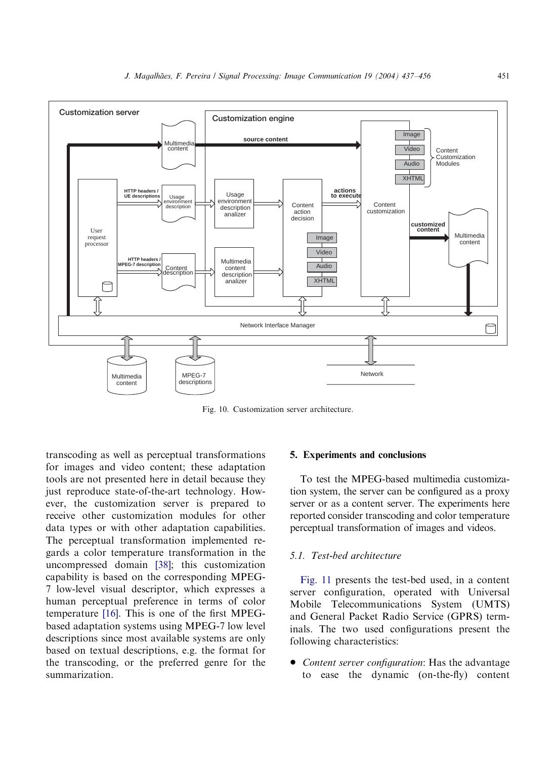Fig. 10. Customization server architecture.

transcoding as well as perceptual transformations for images and video content; these adaptation tools are not presented here in detail because they just reproduce state-of-the-art technology. However, the customization server is prepared to receive other customization modules for other data types or with other adaptation capabilities. The perceptual transformation implemented regards a color temperature transformation in the uncompressed domain [38]; this customization capability is based on the corresponding MPEG-7 low-level visual descriptor, which expresses a human perceptual preference in terms of color temperature [16]. This is one of the first MPEG-based adaptation systems using MPEG-7 low level descriptions since most available systems are only based on textual descriptions, e.g. the format for the transcoding, or the preferred genre for the summarization.

## 5. Experiments and conclusions

To test the MPEG-based multimedia customization system, the server can be configured as a proxy server or as a content server. The experiments here reported consider transcoding and color temperature perceptual transformation of images and videos.

### 5.1. Test-bed architecture

Fig. 11 presents the test-bed used, in a content server configuration, operated with Universal Mobile Telecommunications System (UMTS) and General Packet Radio Service (GPRS) terminals. The two used configurations present the following characteristics:

- *Content server configuration*: Has the advantage to ease the dynamic (on-the-fly) content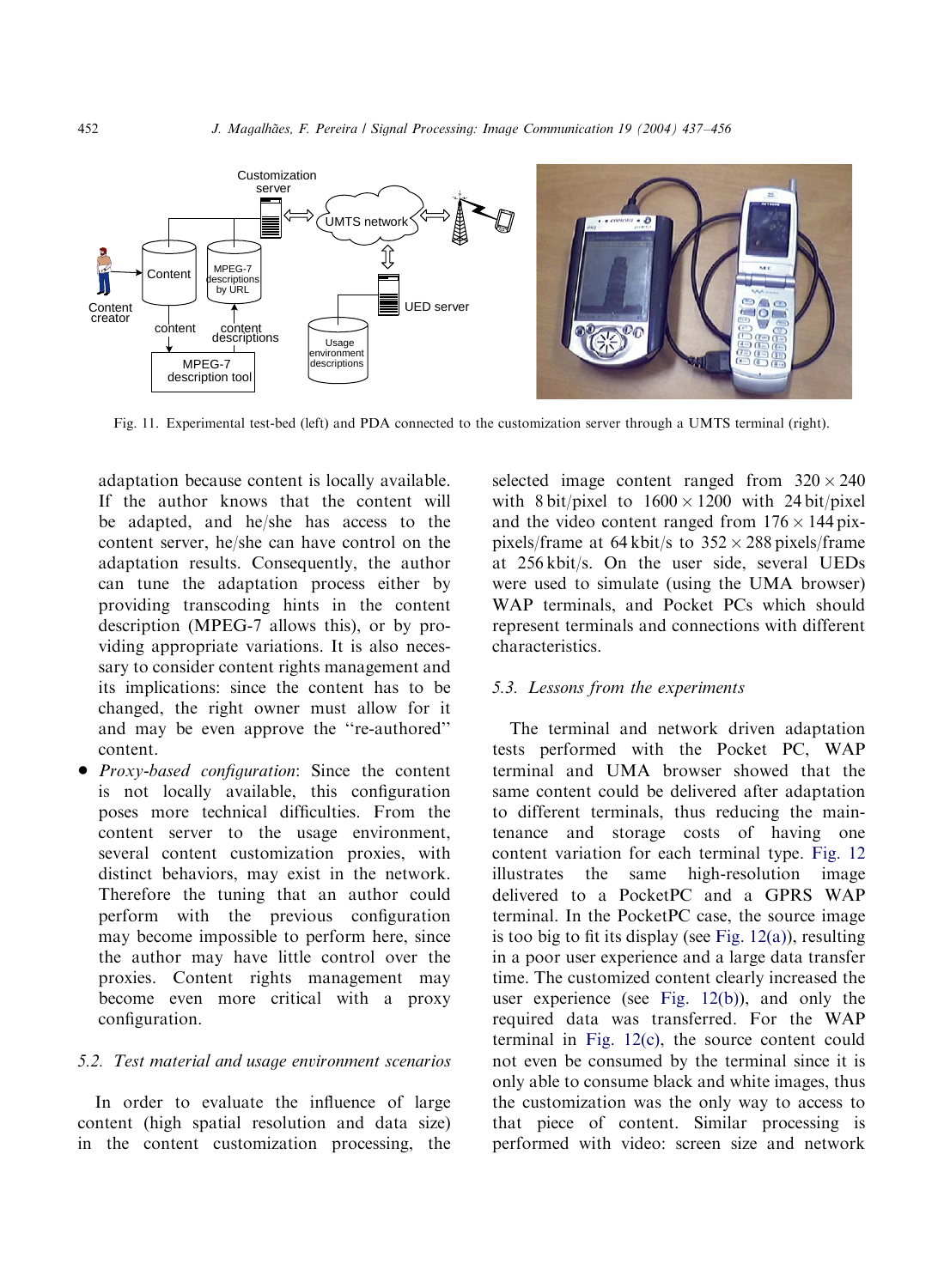Fig. 11. Experimental test-bed (left) and PDA connected to the customization server through a UMTS terminal (right).

adaptation because content is locally available. If the author knows that the content will be adapted, and he/she has access to the content server, he/she can have control on the adaptation results. Consequently, the author can tune the adaptation process either by providing transcoding hints in the content description (MPEG-7 allows this), or by providing appropriate variations. It is also necessary to consider content rights management and its implications: since the content has to be changed, the right owner must allow for it and may be even approve the "re-authored" content.

- *Proxy-based configuration*: Since the content is not locally available, this configuration poses more technical difficulties. From the content server to the usage environment, several content customization proxies, with distinct behaviors, may exist in the network. Therefore the tuning that an author could perform with the previous configuration may become impossible to perform here, since the author may have little control over the proxies. Content rights management may become even more critical with a proxy configuration.

### 5.2. Test material and usage environment scenarios

In order to evaluate the influence of large content (high spatial resolution and data size) in the content customization processing, the selected image content ranged from $320 \times 240$ with 8 bit/pixel to $1600 \times 1200$ with 24 bit/pixel and the video content ranged from $176 \times 144$ pixels/frame at 64 kbit/s to $352 \times 288$ pixels/frame at 256 kbit/s. On the user side, several UEDs were used to simulate (using the UMA browser) WAP terminals, and Pocket PCs which should represent terminals and connections with different characteristics.

### 5.3. Lessons from the experiments

The terminal and network driven adaptation tests performed with the Pocket PC, WAP terminal and UMA browser showed that the same content could be delivered after adaptation to different terminals, thus reducing the maintenance and storage costs of having one content variation for each terminal type. Fig. 12 illustrates the same high-resolution image delivered to a PocketPC and a GPRS WAP terminal. In the PocketPC case, the source image is too big to fit its display (see Fig. 12(a)), resulting in a poor user experience and a large data transfer time. The customized content clearly increased the user experience (see Fig. 12(b)), and only the required data was transferred. For the WAP terminal in Fig. 12(c), the source content could not even be consumed by the terminal since it is only able to consume black and white images, thus the customization was the only way to access to that piece of content. Similar processing is performed with video: screen size and network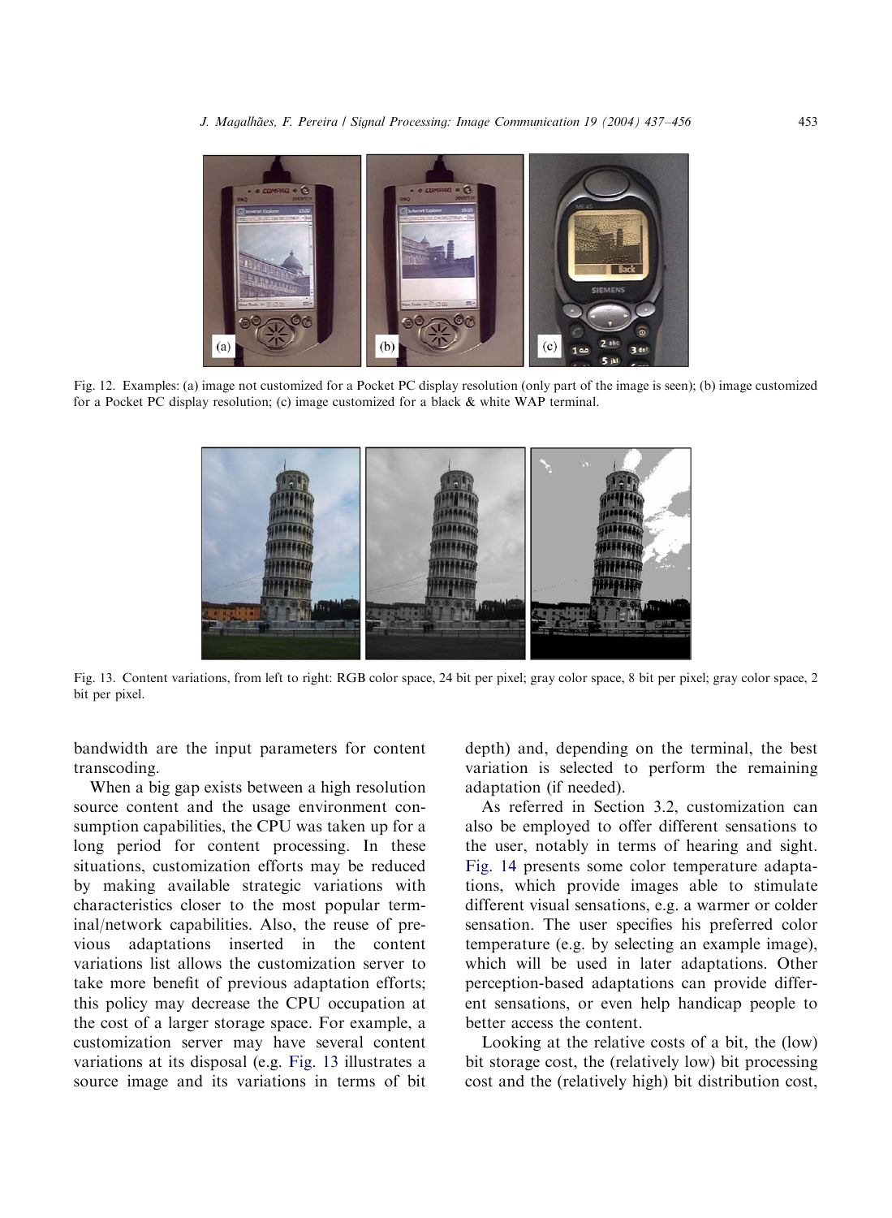Fig. 12. Examples: (a) image not customized for a Pocket PC display resolution (only part of the image is seen); (b) image customized for a Pocket PC display resolution; (c) image customized for a black & white WAP terminal.

Fig. 13. Content variations, from left to right: RGB color space, 24 bit per pixel; gray color space, 8 bit per pixel; gray color space, 2 bit per pixel.

bandwidth are the input parameters for content transcoding.

When a big gap exists between a high resolution source content and the usage environment consumption capabilities, the CPU was taken up for a long period for content processing. In these situations, customization efforts may be reduced by making available strategic variations with characteristics closer to the most popular terminal/network capabilities. Also, the reuse of previous adaptations inserted in the content variations list allows the customization server to take more benefit of previous adaptation efforts; this policy may decrease the CPU occupation at the cost of a larger storage space. For example, a customization server may have several content variations at its disposal (e.g. Fig. 13 illustrates a source image and its variations in terms of bit depth) and, depending on the terminal, the best variation is selected to perform the remaining adaptation (if needed).

As referred in Section 3.2, customization can also be employed to offer different sensations to the user, notably in terms of hearing and sight. Fig. 14 presents some color temperature adaptations, which provide images able to stimulate different visual sensations, e.g. a warmer or colder sensation. The user specifies his preferred color temperature (e.g. by selecting an example image), which will be used in later adaptations. Other perception-based adaptations can provide different sensations, or even help handicap people to better access the content.

Looking at the relative costs of a bit, the (low) bit storage cost, the (relatively low) bit processing cost and the (relatively high) bit distribution cost,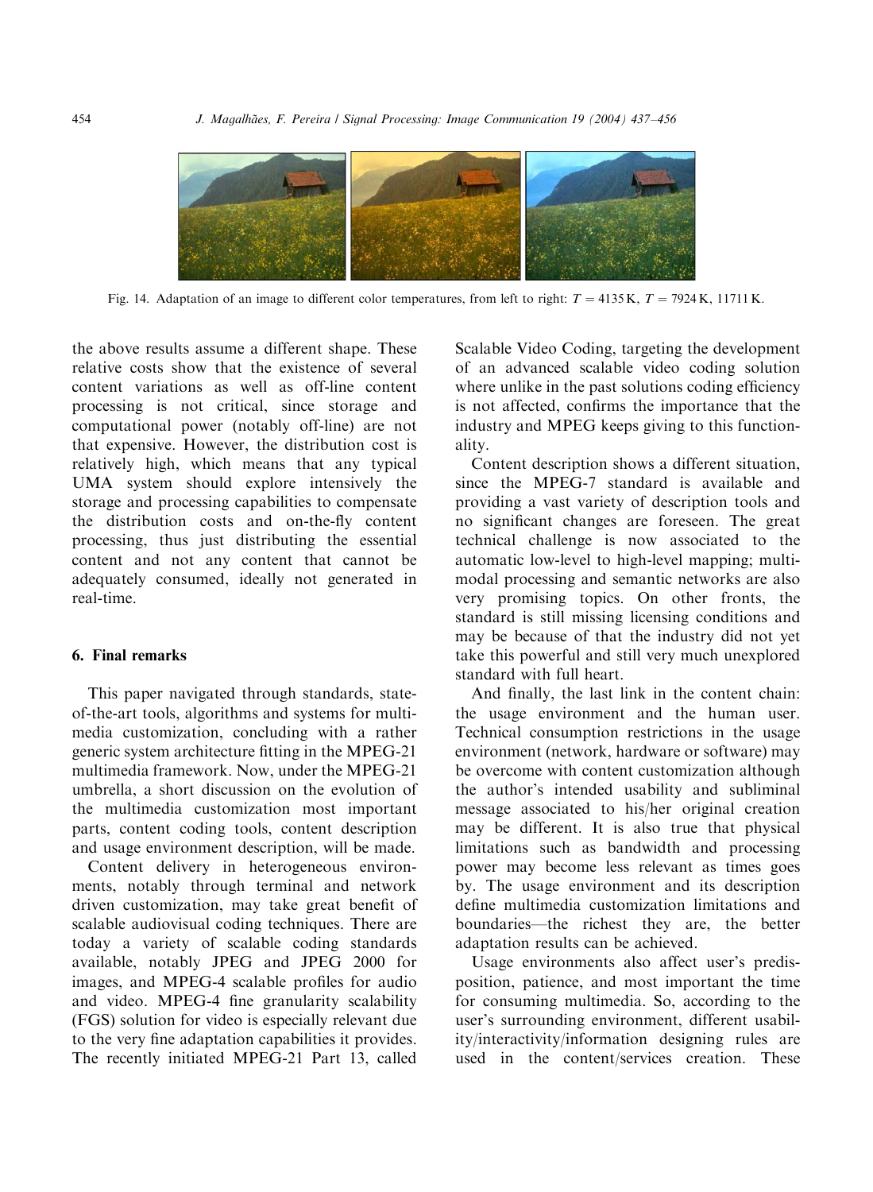Fig. 14. Adaptation of an image to different color temperatures, from left to right: $T = 4135$ K, $T = 7924$ K, 11711 K.

the above results assume a different shape. These relative costs show that the existence of several content variations as well as off-line content processing is not critical, since storage and computational power (notably off-line) are not that expensive. However, the distribution cost is relatively high, which means that any typical UMA system should explore intensively the storage and processing capabilities to compensate the distribution costs and on-the-fly content processing, thus just distributing the essential content and not any content that cannot be adequately consumed, ideally not generated in real-time.

## 6. Final remarks

This paper navigated through standards, state-of-the-art tools, algorithms and systems for multimedia customization, concluding with a rather generic system architecture fitting in the MPEG-21 multimedia framework. Now, under the MPEG-21 umbrella, a short discussion on the evolution of the multimedia customization most important parts, content coding tools, content description and usage environment description, will be made.

Content delivery in heterogeneous environments, notably through terminal and network driven customization, may take great benefit of scalable audiovisual coding techniques. There are today a variety of scalable coding standards available, notably JPEG and JPEG 2000 for images, and MPEG-4 scalable profiles for audio and video. MPEG-4 fine granularity scalability (FGS) solution for video is especially relevant due to the very fine adaptation capabilities it provides. The recently initiated MPEG-21 Part 13, called Scalable Video Coding, targeting the development of an advanced scalable video coding solution where unlike in the past solutions coding efficiency is not affected, confirms the importance that the industry and MPEG keeps giving to this functionality.

Content description shows a different situation, since the MPEG-7 standard is available and providing a vast variety of description tools and no significant changes are foreseen. The great technical challenge is now associated to the automatic low-level to high-level mapping; multimodal processing and semantic networks are also very promising topics. On other fronts, the standard is still missing licensing conditions and may be because of that the industry did not yet take this powerful and still very much unexplored standard with full heart.

And finally, the last link in the content chain: the usage environment and the human user. Technical consumption restrictions in the usage environment (network, hardware or software) may be overcome with content customization although the author's intended usability and subliminal message associated to his/her original creation may be different. It is also true that physical limitations such as bandwidth and processing power may become less relevant as times goes by. The usage environment and its description define multimedia customization limitations and boundaries—the richest they are, the better adaptation results can be achieved.

Usage environments also affect user's predisposition, patience, and most important the time for consuming multimedia. So, according to the user's surrounding environment, different usability/interactivity/information designing rules are used in the content/services creation. These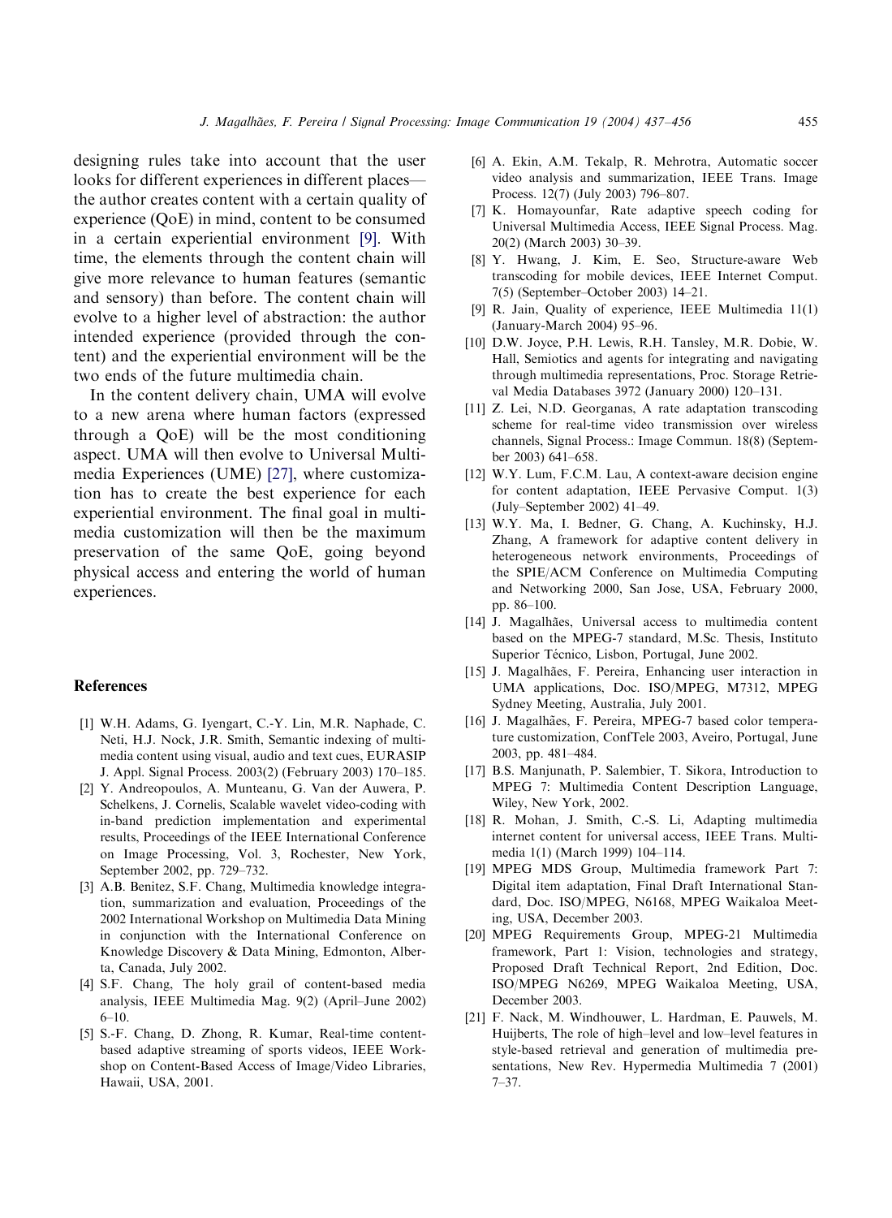designing rules take into account that the user looks for different experiences in different places—the author creates content with a certain quality of experience (QoE) in mind, content to be consumed in a certain experiential environment [9]. With time, the elements through the content chain will give more relevance to human features (semantic and sensory) than before. The content chain will evolve to a higher level of abstraction: the author intended experience (provided through the content) and the experiential environment will be the two ends of the future multimedia chain.

In the content delivery chain, UMA will evolve to a new arena where human factors (expressed through a QoE) will be the most conditioning aspect. UMA will then evolve to Universal Multimedia Experiences (UME) [27], where customization has to create the best experience for each experiential environment. The final goal in multimedia customization will then be the maximum preservation of the same QoE, going beyond physical access and entering the world of human experiences.

## References

[1] W.H. Adams, G. Iyengart, C.-Y. Lin, M.R. Naphade, C. Neti, H.J. Nock, J.R. Smith, Semantic indexing of multimedia content using visual, audio and text cues, EURASIP J. Appl. Signal Process. 2003(2) (February 2003) 170–185.

[2] Y. Andreopoulos, A. Munteanu, G. Van der Auwera, P. Schelkens, J. Cornelis, Scalable wavelet video-coding with in-band prediction implementation and experimental results, Proceedings of the IEEE International Conference on Image Processing, Vol. 3, Rochester, New York, September 2002, pp. 729–732.

[3] A.B. Benitez, S.F. Chang, Multimedia knowledge integration, summarization and evaluation, Proceedings of the 2002 International Workshop on Multimedia Data Mining in conjunction with the International Conference on Knowledge Discovery & Data Mining, Edmonton, Alberta, Canada, July 2002.

[4] S.F. Chang, The holy grail of content-based media analysis, IEEE Multimedia Mag. 9(2) (April–June 2002) 6–10.

[5] S.-F. Chang, D. Zhong, R. Kumar, Real-time content-based adaptive streaming of sports videos, IEEE Workshop on Content-Based Access of Image/Video Libraries, Hawaii, USA, 2001.

[6] A. Ekin, A.M. Tekalp, R. Mehrotra, Automatic soccer video analysis and summarization, IEEE Trans. Image Process. 12(7) (July 2003) 796–807.

[7] K. Homayounfar, Rate adaptive speech coding for Universal Multimedia Access, IEEE Signal Process. Mag. 20(2) (March 2003) 30–39.

[8] Y. Hwang, J. Kim, E. Seo, Structure-aware Web transcoding for mobile devices, IEEE Internet Comput. 7(5) (September–October 2003) 14–21.

[9] R. Jain, Quality of experience, IEEE Multimedia 11(1) (January-March 2004) 95–96.

[10] D.W. Joyce, P.H. Lewis, R.H. Tansley, M.R. Dobie, W. Hall, Semiotics and agents for integrating and navigating through multimedia representations, Proc. Storage Retrieval Media Databases 3972 (January 2000) 120–131.

[11] Z. Lei, N.D. Georganas, A rate adaptation transcoding scheme for real-time video transmission over wireless channels, Signal Process.: Image Commun. 18(8) (September 2003) 641–658.

[12] W.Y. Lum, F.C.M. Lau, A context-aware decision engine for content adaptation, IEEE Pervasive Comput. 1(3) (July–September 2002) 41–49.

[13] W.Y. Ma, I. Bedner, G. Chang, A. Kuchinsky, H.J. Zhang, A framework for adaptive content delivery in heterogeneous network environments, Proceedings of the SPIE/ACM Conference on Multimedia Computing and Networking 2000, San Jose, USA, February 2000, pp. 86–100.

[14] J. Magalhães, Universal access to multimedia content based on the MPEG-7 standard, M.Sc. Thesis, Instituto Superior Técnico, Lisbon, Portugal, June 2002.

[15] J. Magalhães, F. Pereira, Enhancing user interaction in UMA applications, Doc. ISO/MPEG, M7312, MPEG Sydney Meeting, Australia, July 2001.

[16] J. Magalhães, F. Pereira, MPEG-7 based color temperature customization, ConfTele 2003, Aveiro, Portugal, June 2003, pp. 481–484.

[17] B.S. Manjunath, P. Salembier, T. Sikora, Introduction to MPEG 7: Multimedia Content Description Language, Wiley, New York, 2002.

[18] R. Mohan, J. Smith, C.-S. Li, Adapting multimedia internet content for universal access, IEEE Trans. Multimedia 1(1) (March 1999) 104–114.

[19] MPEG MDS Group, Multimedia framework Part 7: Digital item adaptation, Final Draft International Standard, Doc. ISO/MPEG, N6168, MPEG Waikaloa Meeting, USA, December 2003.

[20] MPEG Requirements Group, MPEG-21 Multimedia framework, Part 1: Vision, technologies and strategy, Proposed Draft Technical Report, 2nd Edition, Doc. ISO/MPEG N6269, MPEG Waikaloa Meeting, USA, December 2003.

[21] F. Nack, M. Windhouwer, L. Hardman, E. Pauwels, M. Huijberts, The role of high–level and low–level features in style-based retrieval and generation of multimedia presentations, New Rev. Hypermedia Multimedia 7 (2001) 7–37.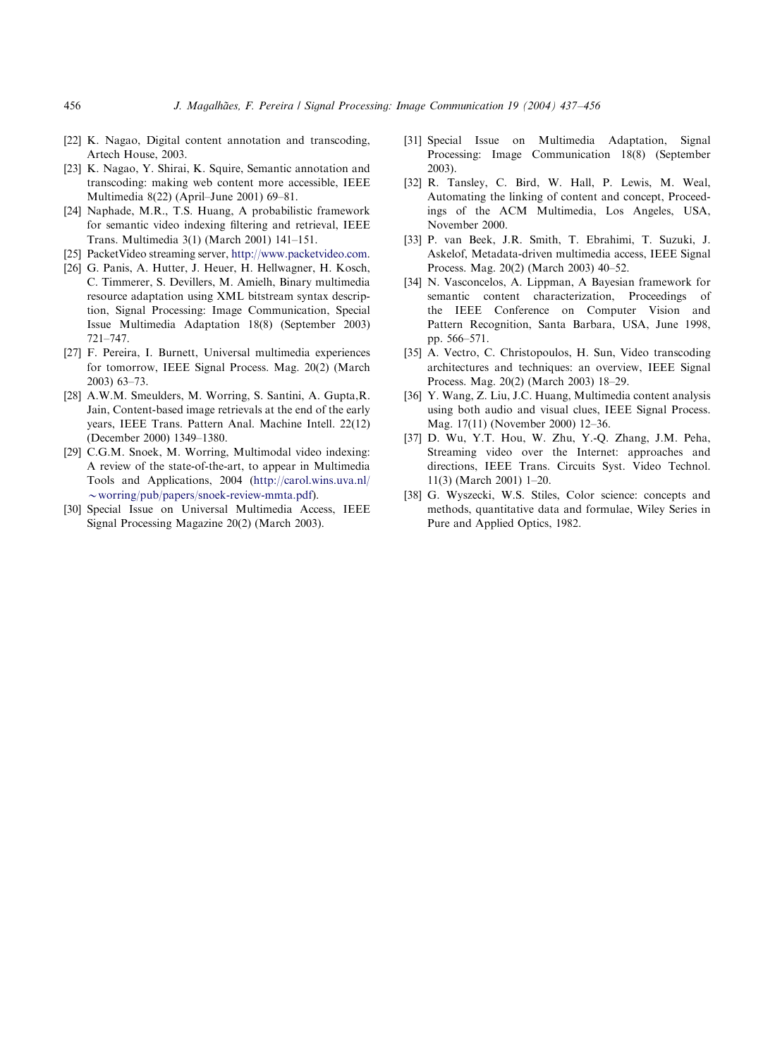[22] K. Nagao, Digital content annotation and transcoding, Artech House, 2003.

[23] K. Nagao, Y. Shirai, K. Squire, Semantic annotation and transcoding: making web content more accessible, IEEE Multimedia 8(22) (April–June 2001) 69–81.

[24] Naphade, M.R., T.S. Huang, A probabilistic framework for semantic video indexing filtering and retrieval, IEEE Trans. Multimedia 3(1) (March 2001) 141–151.

[25] PacketVideo streaming server, http://www.packetvideo.com.

[26] G. Panis, A. Hutter, J. Heuer, H. Hellwagner, H. Kosch, C. Timmerer, S. Devillers, M. Amielh, Binary multimedia resource adaptation using XML bitstream syntax description, Signal Processing: Image Communication, Special Issue Multimedia Adaptation 18(8) (September 2003) 721–747.

[27] F. Pereira, I. Burnett, Universal multimedia experiences for tomorrow, IEEE Signal Process. Mag. 20(2) (March 2003) 63–73.

[28] A.W.M. Smeulders, M. Worring, S. Santini, A. Gupta,R. Jain, Content-based image retrievals at the end of the early years, IEEE Trans. Pattern Anal. Machine Intell. 22(12) (December 2000) 1349–1380.

[29] C.G.M. Snoek, M. Worring, Multimodal video indexing: A review of the state-of-the-art, to appear in Multimedia Tools and Applications, 2004 (http://carol.wins.uva.nl/~worring/pub/papers/snoek-review-mmta.pdf).

[30] Special Issue on Universal Multimedia Access, IEEE Signal Processing Magazine 20(2) (March 2003).

[31] Special Issue on Multimedia Adaptation, Signal Processing: Image Communication 18(8) (September 2003).

[32] R. Tansley, C. Bird, W. Hall, P. Lewis, M. Weal, Automating the linking of content and concept, Proceedings of the ACM Multimedia, Los Angeles, USA, November 2000.

[33] P. van Beek, J.R. Smith, T. Ebrahimi, T. Suzuki, J. Askelof, Metadata-driven multimedia access, IEEE Signal Process. Mag. 20(2) (March 2003) 40–52.

[34] N. Vasconcelos, A. Lippman, A Bayesian framework for semantic content characterization, Proceedings of the IEEE Conference on Computer Vision and Pattern Recognition, Santa Barbara, USA, June 1998, pp. 566–571.

[35] A. Vectro, C. Christopoulos, H. Sun, Video transcoding architectures and techniques: an overview, IEEE Signal Process. Mag. 20(2) (March 2003) 18–29.

[36] Y. Wang, Z. Liu, J.C. Huang, Multimedia content analysis using both audio and visual clues, IEEE Signal Process. Mag. 17(11) (November 2000) 12–36.

[37] D. Wu, Y.T. Hou, W. Zhu, Y.-Q. Zhang, J.M. Peha, Streaming video over the Internet: approaches and directions, IEEE Trans. Circuits Syst. Video Technol. 11(3) (March 2001) 1–20.

[38] G. Wyszecki, W.S. Stiles, Color science: concepts and methods, quantitative data and formulae, Wiley Series in Pure and Applied Optics, 1982.